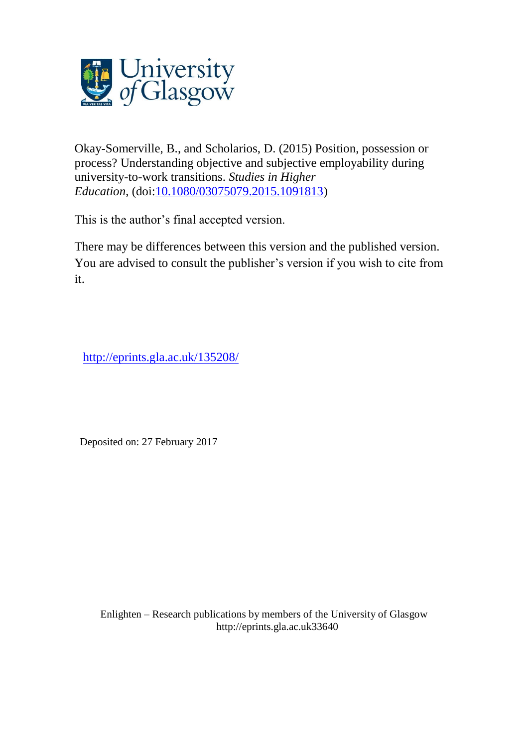Okay-Somerville, B., and Scholarios, D. (2015) Position, possession or process? Understanding objective and subjective employability during university-to-work transitions. *Studies in Higher Education*, (doi:[10.1080/03075079.2015.1091813](http://dx.doi.org/10.1080/03075079.2015.1091813))

This is the author's final accepted version.

There may be differences between this version and the published version. You are advised to consult the publisher's version if you wish to cite from it.

[http://eprints.gla.ac.uk/135208/](http://eprints.gla.ac.uk/135208/)

Deposited on: 27 February 2017

Enlighten – Research publications by members of the University of Glasgow
http://eprints.gla.ac.uk33640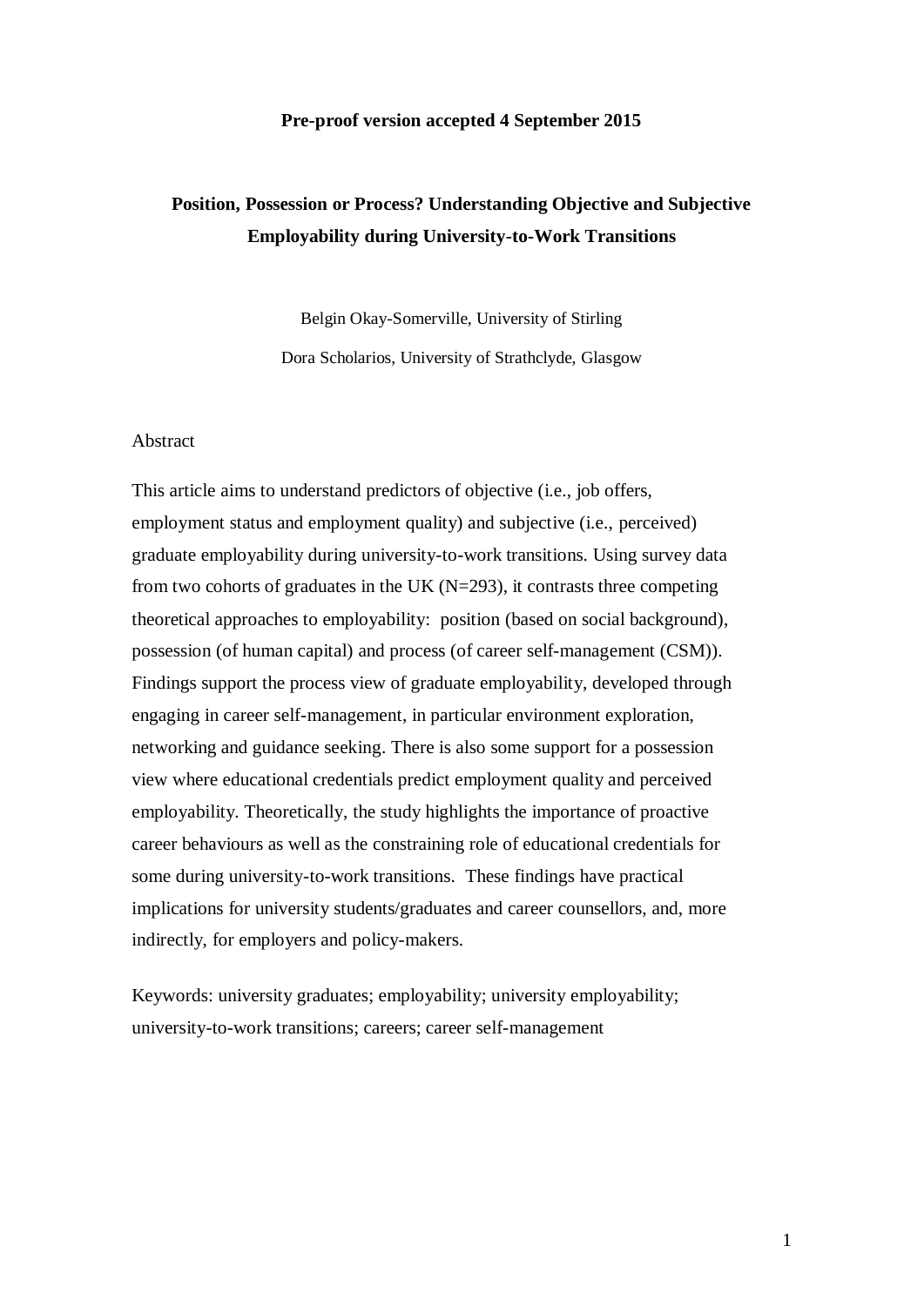**Pre-proof version accepted 4 September 2015**

# Position, Possession or Process? Understanding Objective and Subjective Employability during University-to-Work Transitions

Belgin Okay-Somerville, University of Stirling

Dora Scholarios, University of Strathclyde, Glasgow

## Abstract

This article aims to understand predictors of objective (i.e., job offers, employment status and employment quality) and subjective (i.e., perceived) graduate employability during university-to-work transitions. Using survey data from two cohorts of graduates in the UK (N=293), it contrasts three competing theoretical approaches to employability: position (based on social background), possession (of human capital) and process (of career self-management (CSM)). Findings support the process view of graduate employability, developed through engaging in career self-management, in particular environment exploration, networking and guidance seeking. There is also some support for a possession view where educational credentials predict employment quality and perceived employability. Theoretically, the study highlights the importance of proactive career behaviours as well as the constraining role of educational credentials for some during university-to-work transitions. These findings have practical implications for university students/graduates and career counsellors, and, more indirectly, for employers and policy-makers.

Keywords: university graduates; employability; university employability; university-to-work transitions; careers; career self-management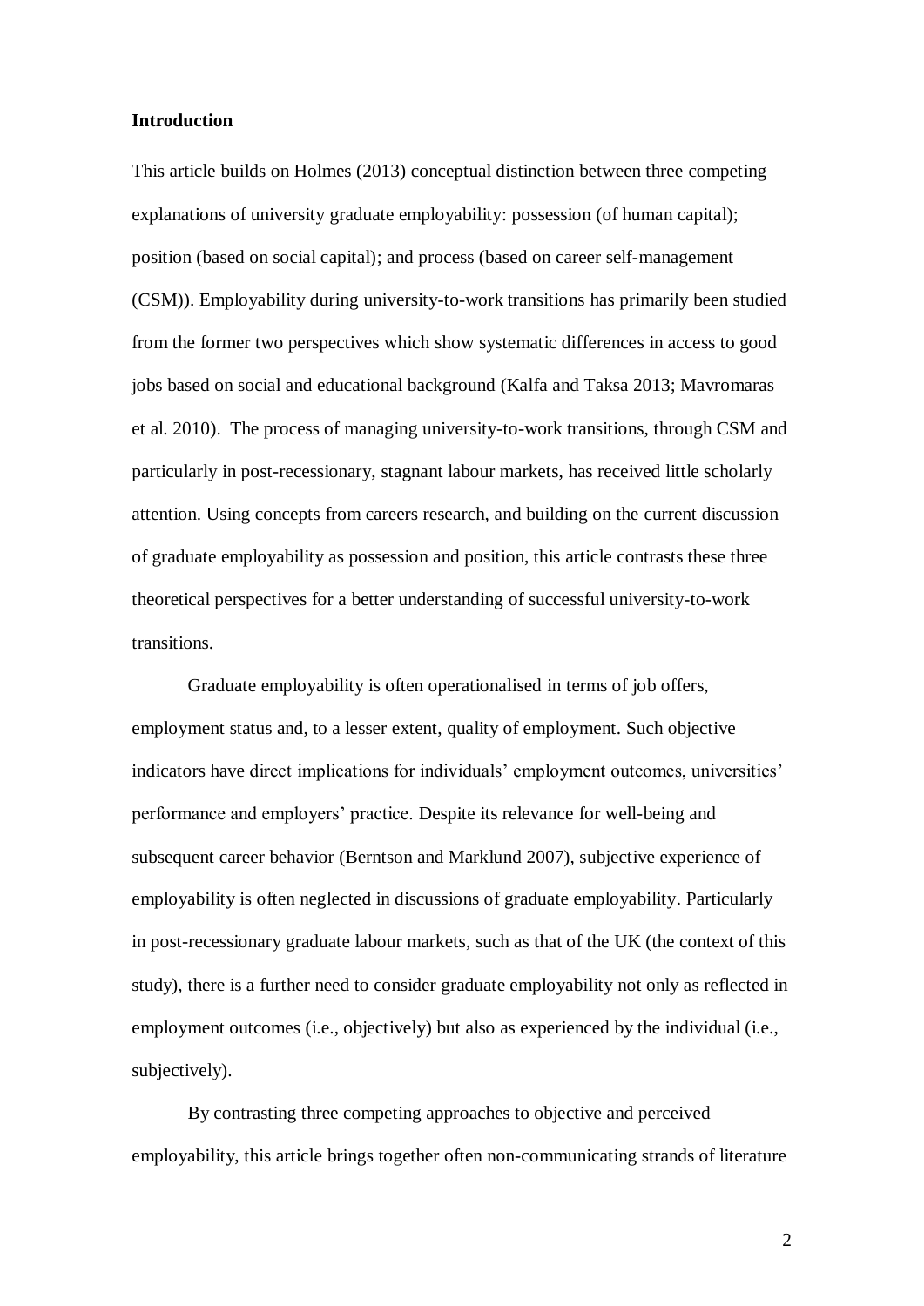**Introduction**

This article builds on Holmes (2013) conceptual distinction between three competing explanations of university graduate employability: possession (of human capital); position (based on social capital); and process (based on career self-management (CSM)). Employability during university-to-work transitions has primarily been studied from the former two perspectives which show systematic differences in access to good jobs based on social and educational background (Kalfa and Taksa 2013; Mavromaras et al. 2010). The process of managing university-to-work transitions, through CSM and particularly in post-recessionary, stagnant labour markets, has received little scholarly attention. Using concepts from careers research, and building on the current discussion of graduate employability as possession and position, this article contrasts these three theoretical perspectives for a better understanding of successful university-to-work transitions.

Graduate employability is often operationalised in terms of job offers, employment status and, to a lesser extent, quality of employment. Such objective indicators have direct implications for individuals' employment outcomes, universities' performance and employers' practice. Despite its relevance for well-being and subsequent career behavior (Berntson and Marklund 2007), subjective experience of employability is often neglected in discussions of graduate employability. Particularly in post-recessionary graduate labour markets, such as that of the UK (the context of this study), there is a further need to consider graduate employability not only as reflected in employment outcomes (i.e., objectively) but also as experienced by the individual (i.e., subjectively).

By contrasting three competing approaches to objective and perceived employability, this article brings together often non-communicating strands of literature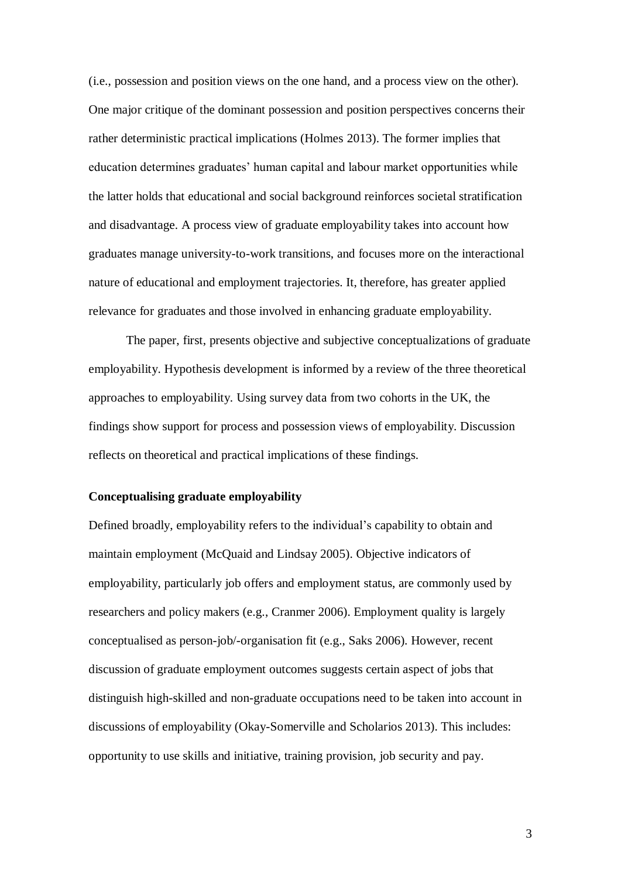(i.e., possession and position views on the one hand, and a process view on the other). One major critique of the dominant possession and position perspectives concerns their rather deterministic practical implications (Holmes 2013). The former implies that education determines graduates' human capital and labour market opportunities while the latter holds that educational and social background reinforces societal stratification and disadvantage. A process view of graduate employability takes into account how graduates manage university-to-work transitions, and focuses more on the interactional nature of educational and employment trajectories. It, therefore, has greater applied relevance for graduates and those involved in enhancing graduate employability.

The paper, first, presents objective and subjective conceptualizations of graduate employability. Hypothesis development is informed by a review of the three theoretical approaches to employability. Using survey data from two cohorts in the UK, the findings show support for process and possession views of employability. Discussion reflects on theoretical and practical implications of these findings.

**Conceptualising graduate employability**

Defined broadly, employability refers to the individual's capability to obtain and maintain employment (McQuaid and Lindsay 2005). Objective indicators of employability, particularly job offers and employment status, are commonly used by researchers and policy makers (e.g., Cranmer 2006). Employment quality is largely conceptualised as person-job/-organisation fit (e.g., Saks 2006). However, recent discussion of graduate employment outcomes suggests certain aspect of jobs that distinguish high-skilled and non-graduate occupations need to be taken into account in discussions of employability (Okay-Somerville and Scholarios 2013). This includes: opportunity to use skills and initiative, training provision, job security and pay.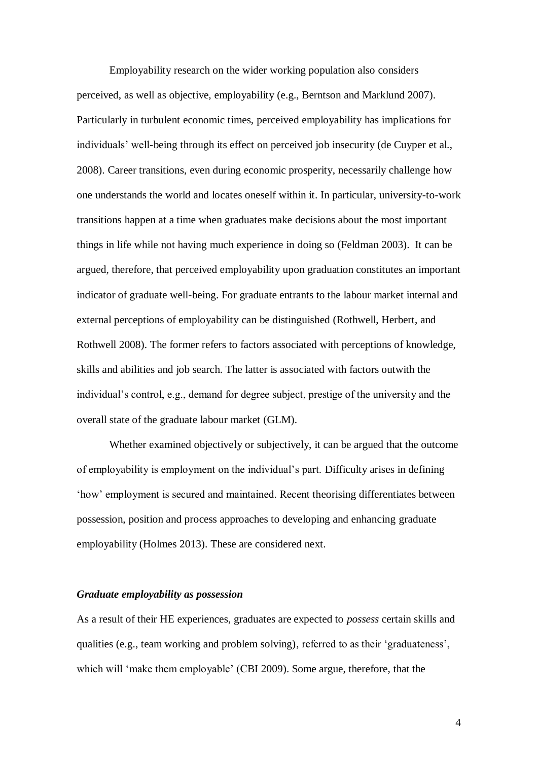Employability research on the wider working population also considers perceived, as well as objective, employability (e.g., Berntson and Marklund 2007). Particularly in turbulent economic times, perceived employability has implications for individuals' well-being through its effect on perceived job insecurity (de Cuyper et al., 2008). Career transitions, even during economic prosperity, necessarily challenge how one understands the world and locates oneself within it. In particular, university-to-work transitions happen at a time when graduates make decisions about the most important things in life while not having much experience in doing so (Feldman 2003). It can be argued, therefore, that perceived employability upon graduation constitutes an important indicator of graduate well-being. For graduate entrants to the labour market internal and external perceptions of employability can be distinguished (Rothwell, Herbert, and Rothwell 2008). The former refers to factors associated with perceptions of knowledge, skills and abilities and job search. The latter is associated with factors outwith the individual's control, e.g., demand for degree subject, prestige of the university and the overall state of the graduate labour market (GLM).

Whether examined objectively or subjectively, it can be argued that the outcome of employability is employment on the individual's part. Difficulty arises in defining 'how' employment is secured and maintained. Recent theorising differentiates between possession, position and process approaches to developing and enhancing graduate employability (Holmes 2013). These are considered next.

### *Graduate employability as possession*

As a result of their HE experiences, graduates are expected to *possess* certain skills and qualities (e.g., team working and problem solving), referred to as their 'graduateness', which will 'make them employable' (CBI 2009). Some argue, therefore, that the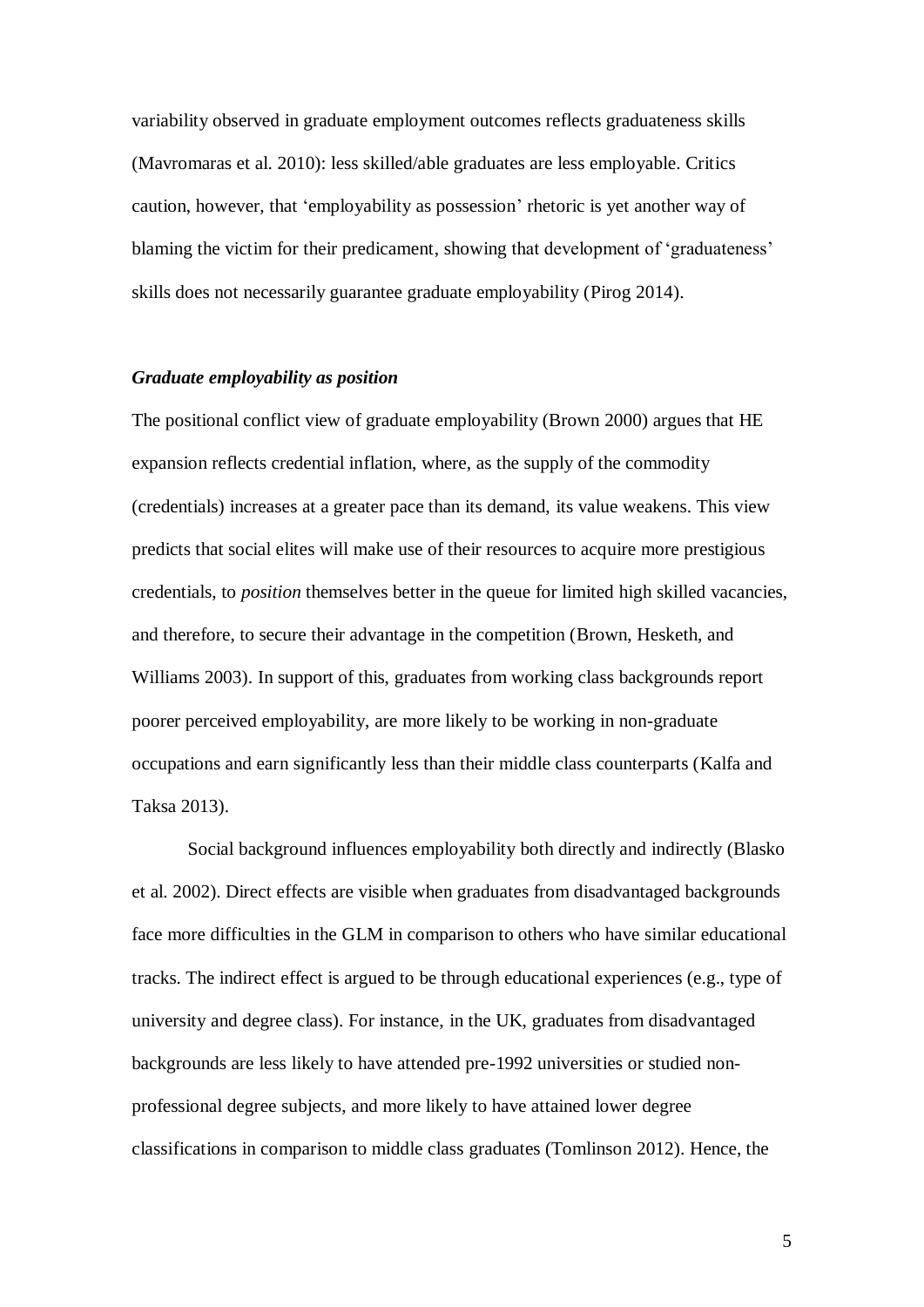variability observed in graduate employment outcomes reflects graduateness skills (Mavromaras et al. 2010): less skilled/able graduates are less employable. Critics caution, however, that 'employability as possession' rhetoric is yet another way of blaming the victim for their predicament, showing that development of 'graduateness' skills does not necessarily guarantee graduate employability (Pirog 2014).

### ***Graduate employability as position***

The positional conflict view of graduate employability (Brown 2000) argues that HE expansion reflects credential inflation, where, as the supply of the commodity (credentials) increases at a greater pace than its demand, its value weakens. This view predicts that social elites will make use of their resources to acquire more prestigious credentials, to *position* themselves better in the queue for limited high skilled vacancies, and therefore, to secure their advantage in the competition (Brown, Hesketh, and Williams 2003). In support of this, graduates from working class backgrounds report poorer perceived employability, are more likely to be working in non-graduate occupations and earn significantly less than their middle class counterparts (Kalfa and Taksa 2013).

Social background influences employability both directly and indirectly (Blasko et al. 2002). Direct effects are visible when graduates from disadvantaged backgrounds face more difficulties in the GLM in comparison to others who have similar educational tracks. The indirect effect is argued to be through educational experiences (e.g., type of university and degree class). For instance, in the UK, graduates from disadvantaged backgrounds are less likely to have attended pre-1992 universities or studied non-professional degree subjects, and more likely to have attained lower degree classifications in comparison to middle class graduates (Tomlinson 2012). Hence, the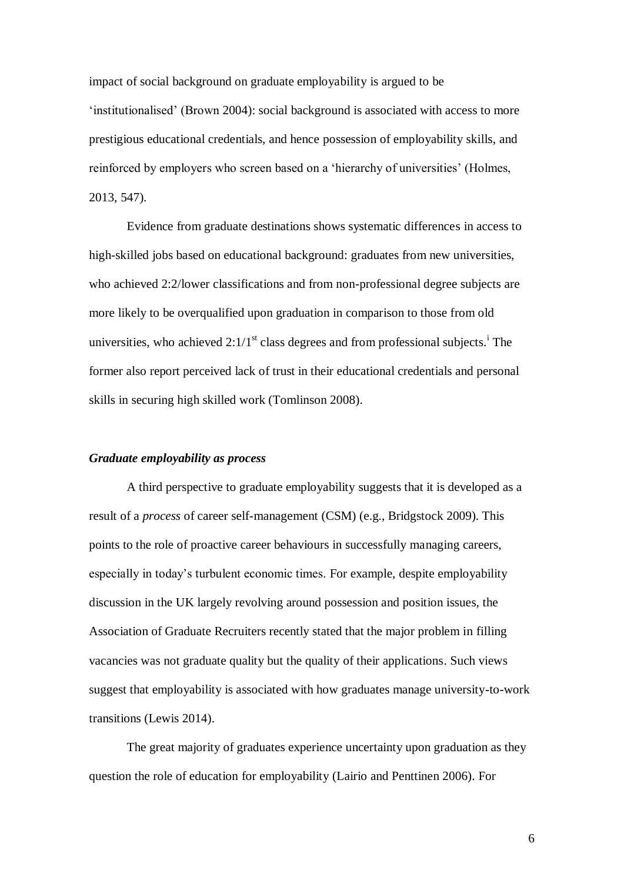impact of social background on graduate employability is argued to be 'institutionalised' (Brown 2004): social background is associated with access to more prestigious educational credentials, and hence possession of employability skills, and reinforced by employers who screen based on a 'hierarchy of universities' (Holmes, 2013, 547).

Evidence from graduate destinations shows systematic differences in access to high-skilled jobs based on educational background: graduates from new universities, who achieved 2:2/lower classifications and from non-professional degree subjects are more likely to be overqualified upon graduation in comparison to those from old universities, who achieved 2:1/1st class degrees and from professional subjects.[i] The former also report perceived lack of trust in their educational credentials and personal skills in securing high skilled work (Tomlinson 2008).

### *Graduate employability as process*

A third perspective to graduate employability suggests that it is developed as a result of a *process* of career self-management (CSM) (e.g., Bridgstock 2009). This points to the role of proactive career behaviours in successfully managing careers, especially in today's turbulent economic times. For example, despite employability discussion in the UK largely revolving around possession and position issues, the Association of Graduate Recruiters recently stated that the major problem in filling vacancies was not graduate quality but the quality of their applications. Such views suggest that employability is associated with how graduates manage university-to-work transitions (Lewis 2014).

The great majority of graduates experience uncertainty upon graduation as they question the role of education for employability (Lairio and Penttinen 2006). For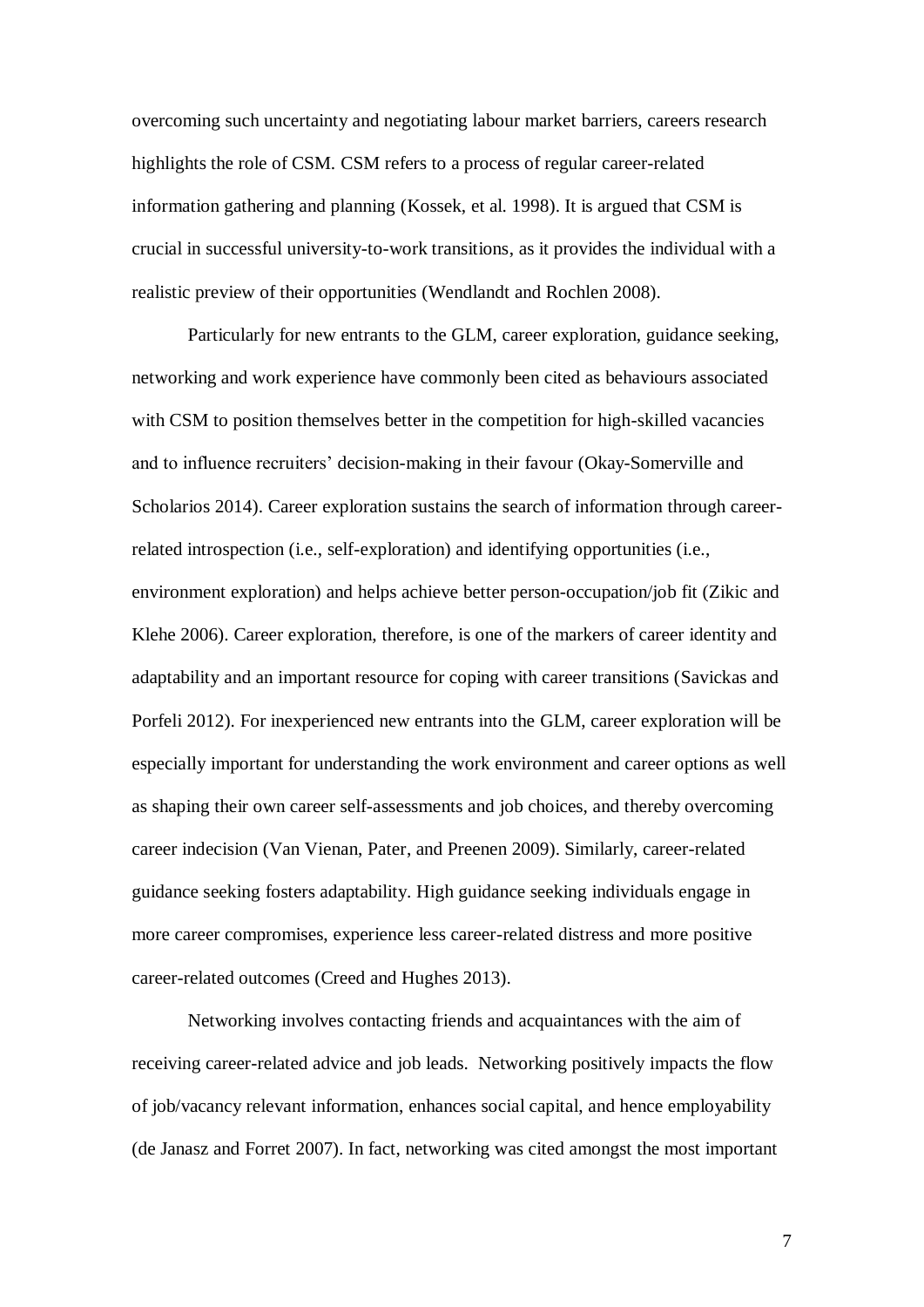overcoming such uncertainty and negotiating labour market barriers, careers research highlights the role of CSM. CSM refers to a process of regular career-related information gathering and planning (Kossek, et al. 1998). It is argued that CSM is crucial in successful university-to-work transitions, as it provides the individual with a realistic preview of their opportunities (Wendlandt and Rochlen 2008).

Particularly for new entrants to the GLM, career exploration, guidance seeking, networking and work experience have commonly been cited as behaviours associated with CSM to position themselves better in the competition for high-skilled vacancies and to influence recruiters' decision-making in their favour (Okay-Somerville and Scholarios 2014). Career exploration sustains the search of information through career-related introspection (i.e., self-exploration) and identifying opportunities (i.e., environment exploration) and helps achieve better person-occupation/job fit (Zikic and Klehe 2006). Career exploration, therefore, is one of the markers of career identity and adaptability and an important resource for coping with career transitions (Savickas and Porfeli 2012). For inexperienced new entrants into the GLM, career exploration will be especially important for understanding the work environment and career options as well as shaping their own career self-assessments and job choices, and thereby overcoming career indecision (Van Vienan, Pater, and Preenen 2009). Similarly, career-related guidance seeking fosters adaptability. High guidance seeking individuals engage in more career compromises, experience less career-related distress and more positive career-related outcomes (Creed and Hughes 2013).

Networking involves contacting friends and acquaintances with the aim of receiving career-related advice and job leads. Networking positively impacts the flow of job/vacancy relevant information, enhances social capital, and hence employability (de Janasz and Forret 2007). In fact, networking was cited amongst the most important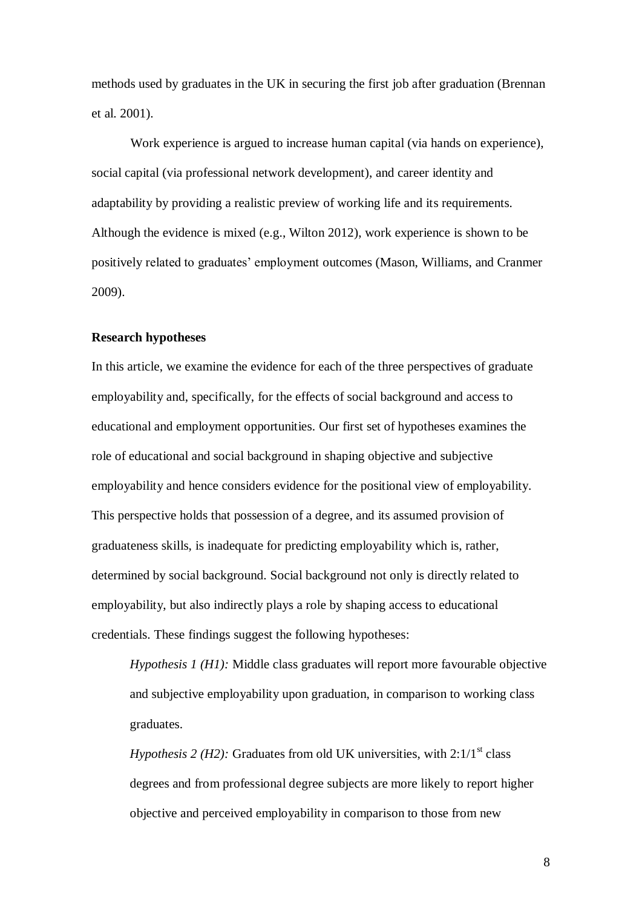methods used by graduates in the UK in securing the first job after graduation (Brennan et al. 2001).

Work experience is argued to increase human capital (via hands on experience), social capital (via professional network development), and career identity and adaptability by providing a realistic preview of working life and its requirements. Although the evidence is mixed (e.g., Wilton 2012), work experience is shown to be positively related to graduates' employment outcomes (Mason, Williams, and Cranmer 2009).

### Research hypotheses

In this article, we examine the evidence for each of the three perspectives of graduate employability and, specifically, for the effects of social background and access to educational and employment opportunities. Our first set of hypotheses examines the role of educational and social background in shaping objective and subjective employability and hence considers evidence for the positional view of employability. This perspective holds that possession of a degree, and its assumed provision of graduateness skills, is inadequate for predicting employability which is, rather, determined by social background. Social background not only is directly related to employability, but also indirectly plays a role by shaping access to educational credentials. These findings suggest the following hypotheses:

> *Hypothesis 1 (H1):* Middle class graduates will report more favourable objective and subjective employability upon graduation, in comparison to working class graduates.
>
> *Hypothesis 2 (H2):* Graduates from old UK universities, with 2:1/1st class degrees and from professional degree subjects are more likely to report higher objective and perceived employability in comparison to those from new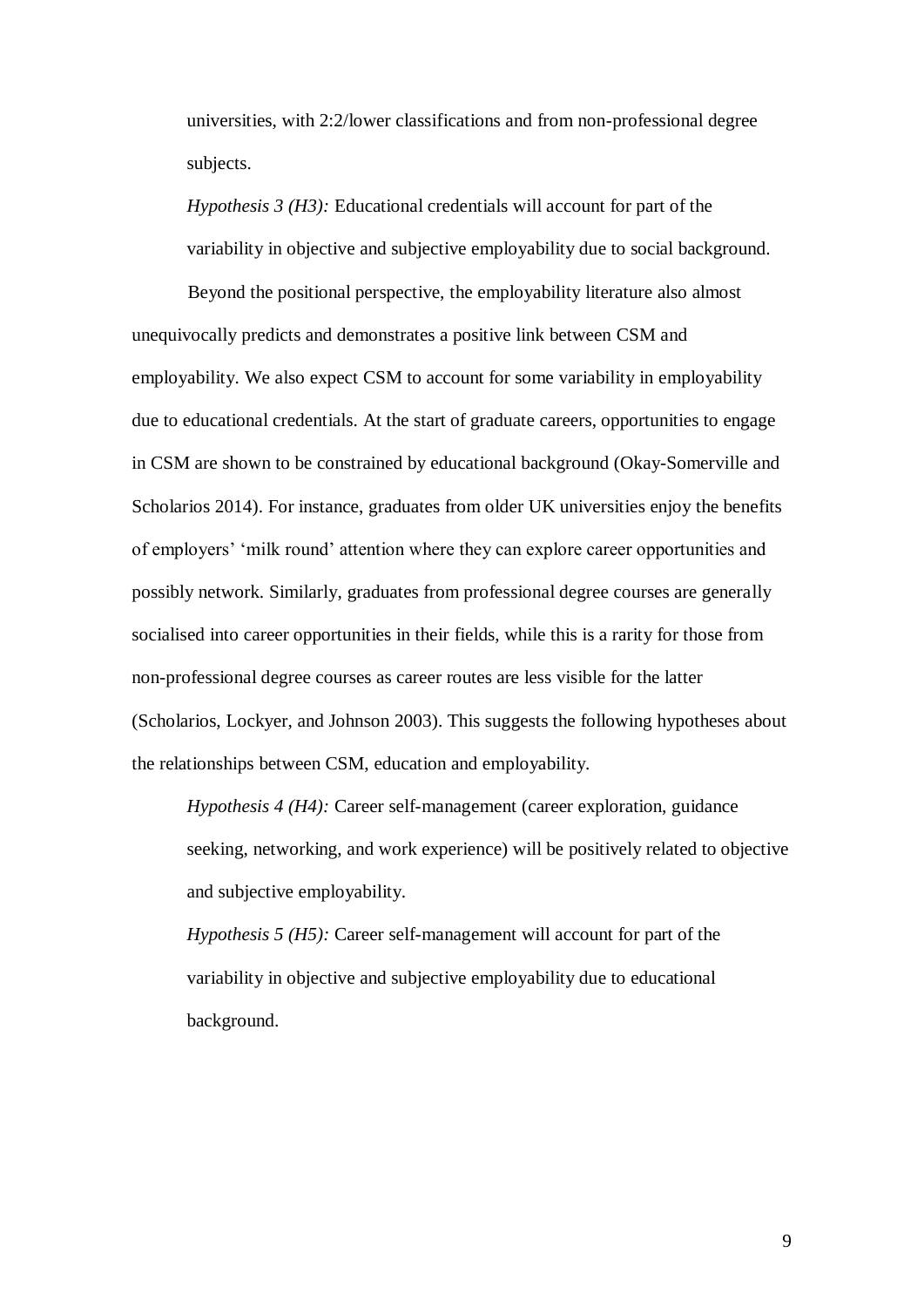universities, with 2:2/lower classifications and from non-professional degree subjects.

*Hypothesis 3 (H3):* Educational credentials will account for part of the variability in objective and subjective employability due to social background.

Beyond the positional perspective, the employability literature also almost unequivocally predicts and demonstrates a positive link between CSM and employability. We also expect CSM to account for some variability in employability due to educational credentials. At the start of graduate careers, opportunities to engage in CSM are shown to be constrained by educational background (Okay-Somerville and Scholarios 2014). For instance, graduates from older UK universities enjoy the benefits of employers' 'milk round' attention where they can explore career opportunities and possibly network. Similarly, graduates from professional degree courses are generally socialised into career opportunities in their fields, while this is a rarity for those from non-professional degree courses as career routes are less visible for the latter (Scholarios, Lockyer, and Johnson 2003). This suggests the following hypotheses about the relationships between CSM, education and employability.

*Hypothesis 4 (H4):* Career self-management (career exploration, guidance seeking, networking, and work experience) will be positively related to objective and subjective employability.

*Hypothesis 5 (H5):* Career self-management will account for part of the variability in objective and subjective employability due to educational background.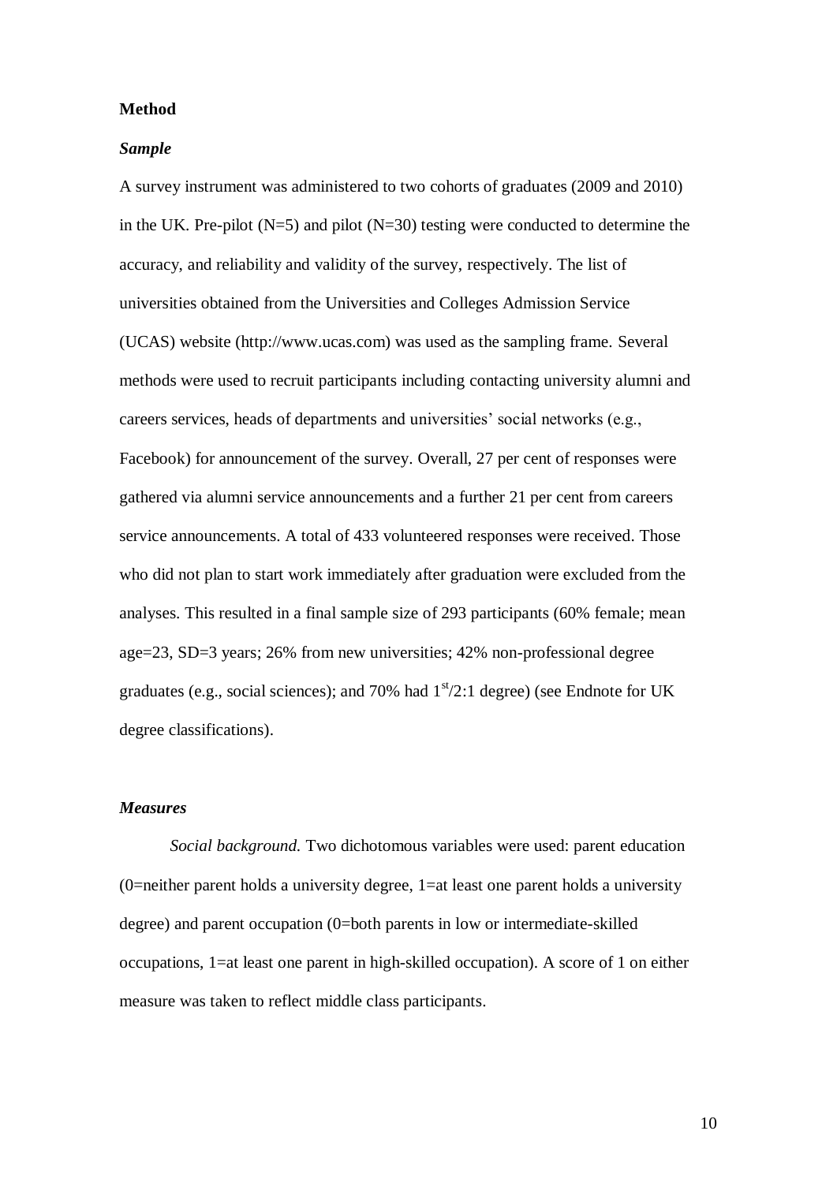## Method

### *Sample*

A survey instrument was administered to two cohorts of graduates (2009 and 2010) in the UK. Pre-pilot (N=5) and pilot (N=30) testing were conducted to determine the accuracy, and reliability and validity of the survey, respectively. The list of universities obtained from the Universities and Colleges Admission Service (UCAS) website (http://www.ucas.com) was used as the sampling frame. Several methods were used to recruit participants including contacting university alumni and careers services, heads of departments and universities' social networks (e.g., Facebook) for announcement of the survey. Overall, 27 per cent of responses were gathered via alumni service announcements and a further 21 per cent from careers service announcements. A total of 433 volunteered responses were received. Those who did not plan to start work immediately after graduation were excluded from the analyses. This resulted in a final sample size of 293 participants (60% female; mean age=23, SD=3 years; 26% from new universities; 42% non-professional degree graduates (e.g., social sciences); and 70% had 1st/2:1 degree) (see Endnote for UK degree classifications).

### *Measures*

*Social background.* Two dichotomous variables were used: parent education (0=neither parent holds a university degree, 1=at least one parent holds a university degree) and parent occupation (0=both parents in low or intermediate-skilled occupations, 1=at least one parent in high-skilled occupation). A score of 1 on either measure was taken to reflect middle class participants.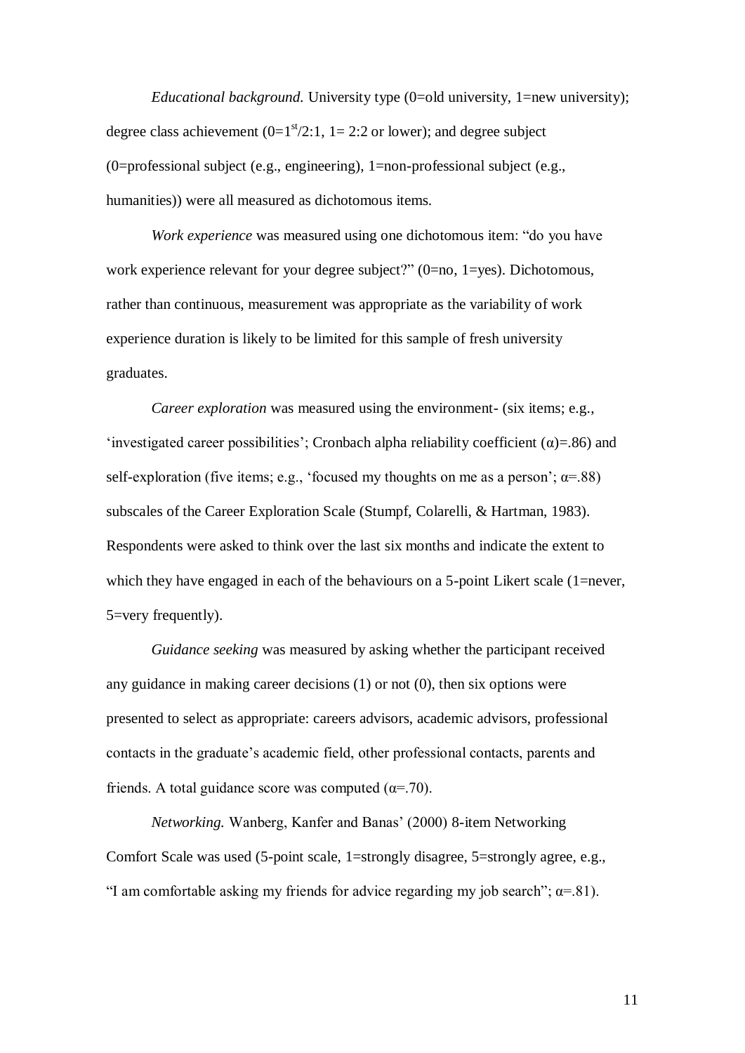*Educational background.* University type (0=old university, 1=new university); degree class achievement (0=1st/2:1, 1= 2:2 or lower); and degree subject (0=professional subject (e.g., engineering), 1=non-professional subject (e.g., humanities)) were all measured as dichotomous items.

*Work experience* was measured using one dichotomous item: "do you have work experience relevant for your degree subject?" (0=no, 1=yes). Dichotomous, rather than continuous, measurement was appropriate as the variability of work experience duration is likely to be limited for this sample of fresh university graduates.

*Career exploration* was measured using the environment- (six items; e.g., 'investigated career possibilities'; Cronbach alpha reliability coefficient (α)=.86) and self-exploration (five items; e.g., 'focused my thoughts on me as a person'; α=.88) subscales of the Career Exploration Scale (Stumpf, Colarelli, & Hartman, 1983). Respondents were asked to think over the last six months and indicate the extent to which they have engaged in each of the behaviours on a 5-point Likert scale (1=never, 5=very frequently).

*Guidance seeking* was measured by asking whether the participant received any guidance in making career decisions (1) or not (0), then six options were presented to select as appropriate: careers advisors, academic advisors, professional contacts in the graduate's academic field, other professional contacts, parents and friends. A total guidance score was computed (α=.70).

*Networking.* Wanberg, Kanfer and Banas' (2000) 8-item Networking Comfort Scale was used (5-point scale, 1=strongly disagree, 5=strongly agree, e.g., "I am comfortable asking my friends for advice regarding my job search"; α=.81).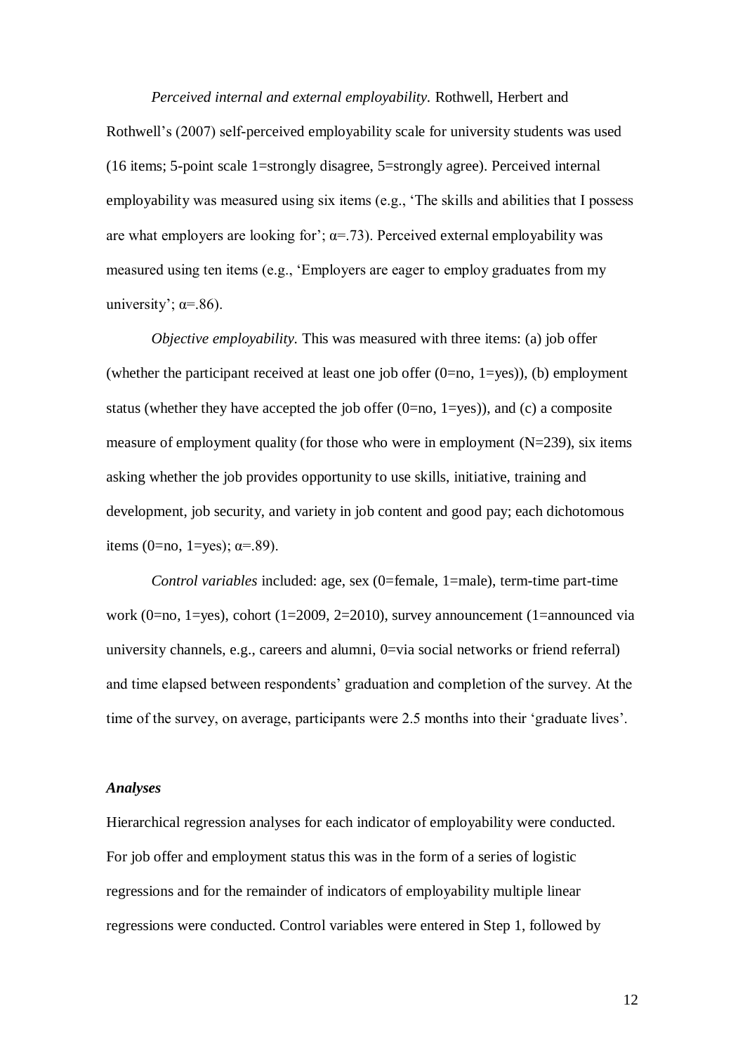*Perceived internal and external employability.* Rothwell, Herbert and Rothwell's (2007) self-perceived employability scale for university students was used (16 items; 5-point scale 1=strongly disagree, 5=strongly agree). Perceived internal employability was measured using six items (e.g., 'The skills and abilities that I possess are what employers are looking for'; $\alpha$=.73). Perceived external employability was measured using ten items (e.g., 'Employers are eager to employ graduates from my university'; $\alpha$=.86).

*Objective employability.* This was measured with three items: (a) job offer (whether the participant received at least one job offer (0=no, 1=yes)), (b) employment status (whether they have accepted the job offer (0=no, 1=yes)), and (c) a composite measure of employment quality (for those who were in employment (N=239), six items asking whether the job provides opportunity to use skills, initiative, training and development, job security, and variety in job content and good pay; each dichotomous items (0=no, 1=yes); $\alpha$=.89).

*Control variables* included: age, sex (0=female, 1=male), term-time part-time work (0=no, 1=yes), cohort (1=2009, 2=2010), survey announcement (1=announced via university channels, e.g., careers and alumni, 0=via social networks or friend referral) and time elapsed between respondents' graduation and completion of the survey. At the time of the survey, on average, participants were 2.5 months into their 'graduate lives'.

### *Analyses*

Hierarchical regression analyses for each indicator of employability were conducted. For job offer and employment status this was in the form of a series of logistic regressions and for the remainder of indicators of employability multiple linear regressions were conducted. Control variables were entered in Step 1, followed by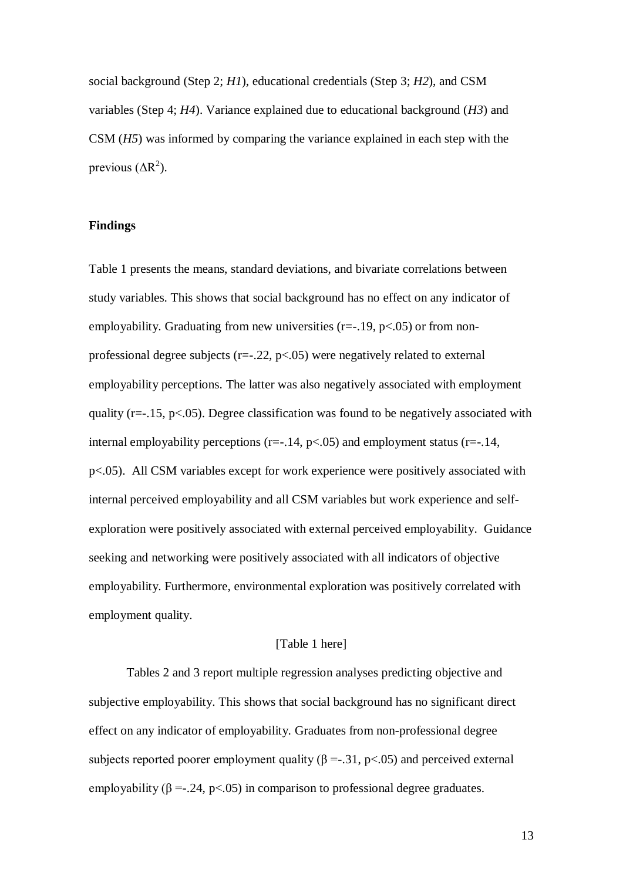social background (Step 2; *H1*), educational credentials (Step 3; *H2*), and CSM variables (Step 4; *H4*). Variance explained due to educational background (*H3*) and CSM (*H5*) was informed by comparing the variance explained in each step with the previous ($\Delta R^2$).

## Findings

Table 1 presents the means, standard deviations, and bivariate correlations between study variables. This shows that social background has no effect on any indicator of employability. Graduating from new universities ($r=-.19$, $p<.05$) or from non-professional degree subjects ($r=-.22$, $p<.05$) were negatively related to external employability perceptions. The latter was also negatively associated with employment quality ($r=-.15$, $p<.05$). Degree classification was found to be negatively associated with internal employability perceptions ($r=-.14$, $p<.05$) and employment status ($r=-.14$, $p<.05$). All CSM variables except for work experience were positively associated with internal perceived employability and all CSM variables but work experience and self-exploration were positively associated with external perceived employability. Guidance seeking and networking were positively associated with all indicators of objective employability. Furthermore, environmental exploration was positively correlated with employment quality.

[Table 1 here]

Tables 2 and 3 report multiple regression analyses predicting objective and subjective employability. This shows that social background has no significant direct effect on any indicator of employability. Graduates from non-professional degree subjects reported poorer employment quality ($\beta=-.31$, $p<.05$) and perceived external employability ($\beta=-.24$, $p<.05$) in comparison to professional degree graduates.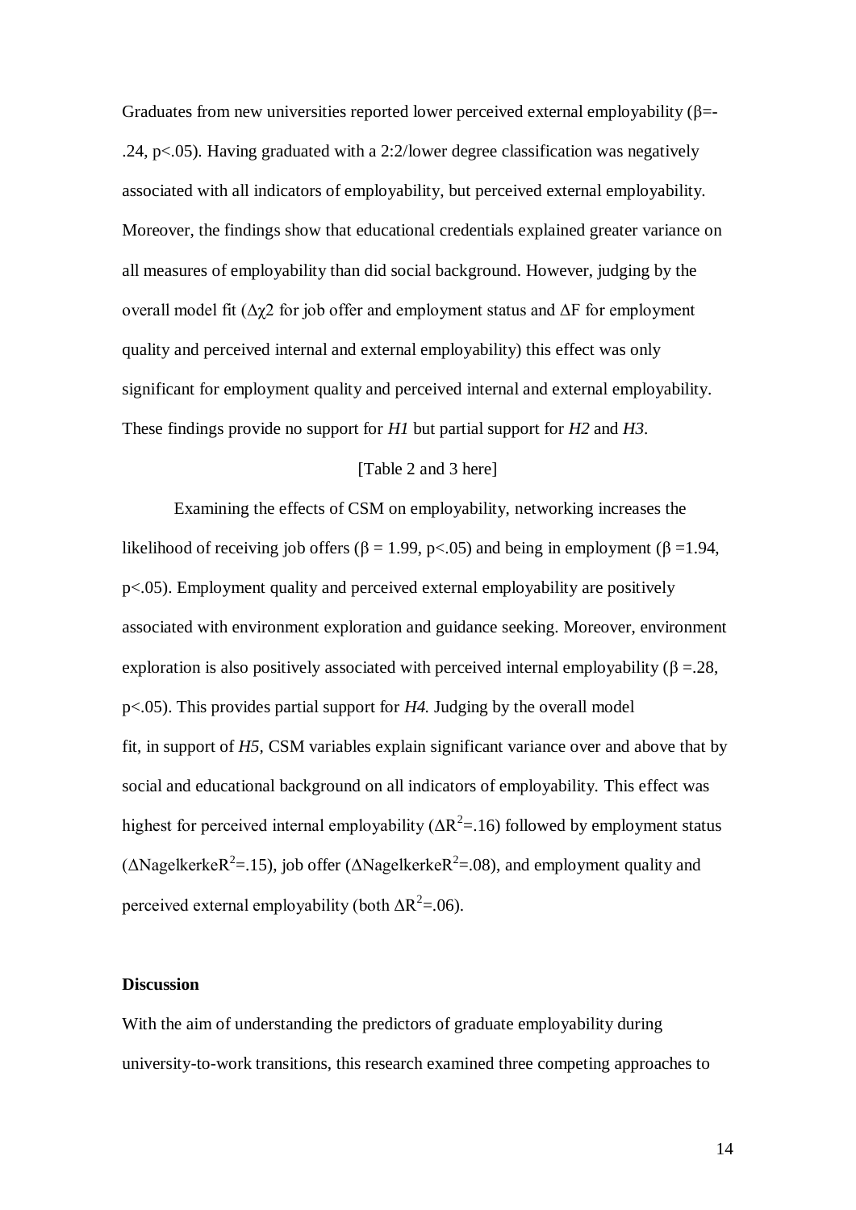Graduates from new universities reported lower perceived external employability ($\beta$=-.24, $p$<.05). Having graduated with a 2:2/lower degree classification was negatively associated with all indicators of employability, but perceived external employability. Moreover, the findings show that educational credentials explained greater variance on all measures of employability than did social background. However, judging by the overall model fit ($\Delta\chi 2$ for job offer and employment status and $\Delta F$ for employment quality and perceived internal and external employability) this effect was only significant for employment quality and perceived internal and external employability. These findings provide no support for *H1* but partial support for *H2* and *H3*.

[Table 2 and 3 here]

Examining the effects of CSM on employability, networking increases the likelihood of receiving job offers ($\beta$ = 1.99, $p$<.05) and being in employment ($\beta$ =1.94, $p$<.05). Employment quality and perceived external employability are positively associated with environment exploration and guidance seeking. Moreover, environment exploration is also positively associated with perceived internal employability ($\beta$ =.28, $p$<.05). This provides partial support for *H4.* Judging by the overall model fit, in support of *H5*, CSM variables explain significant variance over and above that by social and educational background on all indicators of employability. This effect was highest for perceived internal employability ($\Delta R^2$=.16) followed by employment status ($\Delta$Nagelkerke$R^2$=.15), job offer ($\Delta$Nagelkerke$R^2$=.08), and employment quality and perceived external employability (both $\Delta R^2$=.06).

## Discussion

With the aim of understanding the predictors of graduate employability during university-to-work transitions, this research examined three competing approaches to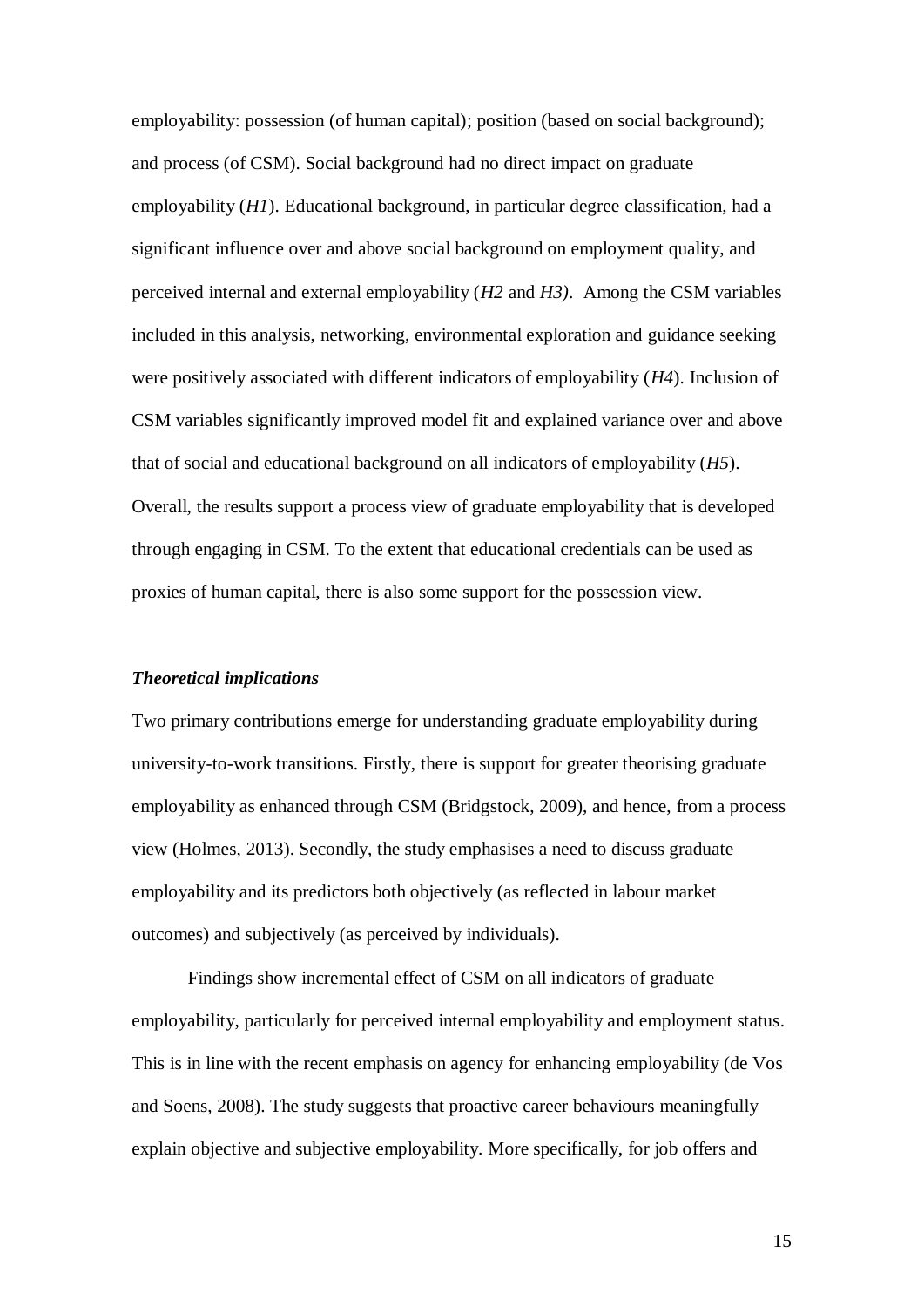employability: possession (of human capital); position (based on social background); and process (of CSM). Social background had no direct impact on graduate employability (*H1*). Educational background, in particular degree classification, had a significant influence over and above social background on employment quality, and perceived internal and external employability (*H2* and *H3)*. Among the CSM variables included in this analysis, networking, environmental exploration and guidance seeking were positively associated with different indicators of employability (*H4*). Inclusion of CSM variables significantly improved model fit and explained variance over and above that of social and educational background on all indicators of employability (*H5*). Overall, the results support a process view of graduate employability that is developed through engaging in CSM. To the extent that educational credentials can be used as proxies of human capital, there is also some support for the possession view.

### *Theoretical implications*

Two primary contributions emerge for understanding graduate employability during university-to-work transitions. Firstly, there is support for greater theorising graduate employability as enhanced through CSM (Bridgstock, 2009), and hence, from a process view (Holmes, 2013). Secondly, the study emphasises a need to discuss graduate employability and its predictors both objectively (as reflected in labour market outcomes) and subjectively (as perceived by individuals).

Findings show incremental effect of CSM on all indicators of graduate employability, particularly for perceived internal employability and employment status. This is in line with the recent emphasis on agency for enhancing employability (de Vos and Soens, 2008). The study suggests that proactive career behaviours meaningfully explain objective and subjective employability. More specifically, for job offers and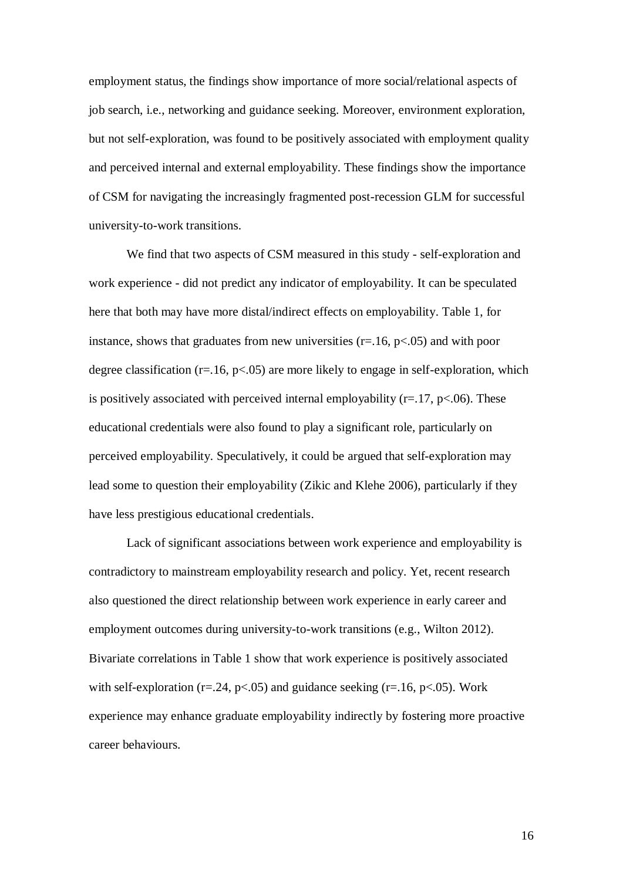employment status, the findings show importance of more social/relational aspects of job search, i.e., networking and guidance seeking. Moreover, environment exploration, but not self-exploration, was found to be positively associated with employment quality and perceived internal and external employability. These findings show the importance of CSM for navigating the increasingly fragmented post-recession GLM for successful university-to-work transitions.

We find that two aspects of CSM measured in this study - self-exploration and work experience - did not predict any indicator of employability. It can be speculated here that both may have more distal/indirect effects on employability. Table 1, for instance, shows that graduates from new universities ($r=.16$, $p<.05$) and with poor degree classification ($r=.16$, $p<.05$) are more likely to engage in self-exploration, which is positively associated with perceived internal employability ($r=.17$, $p<.06$). These educational credentials were also found to play a significant role, particularly on perceived employability. Speculatively, it could be argued that self-exploration may lead some to question their employability (Zikic and Klehe 2006), particularly if they have less prestigious educational credentials.

Lack of significant associations between work experience and employability is contradictory to mainstream employability research and policy. Yet, recent research also questioned the direct relationship between work experience in early career and employment outcomes during university-to-work transitions (e.g., Wilton 2012). Bivariate correlations in Table 1 show that work experience is positively associated with self-exploration ($r=.24$, $p<.05$) and guidance seeking ($r=.16$, $p<.05$). Work experience may enhance graduate employability indirectly by fostering more proactive career behaviours.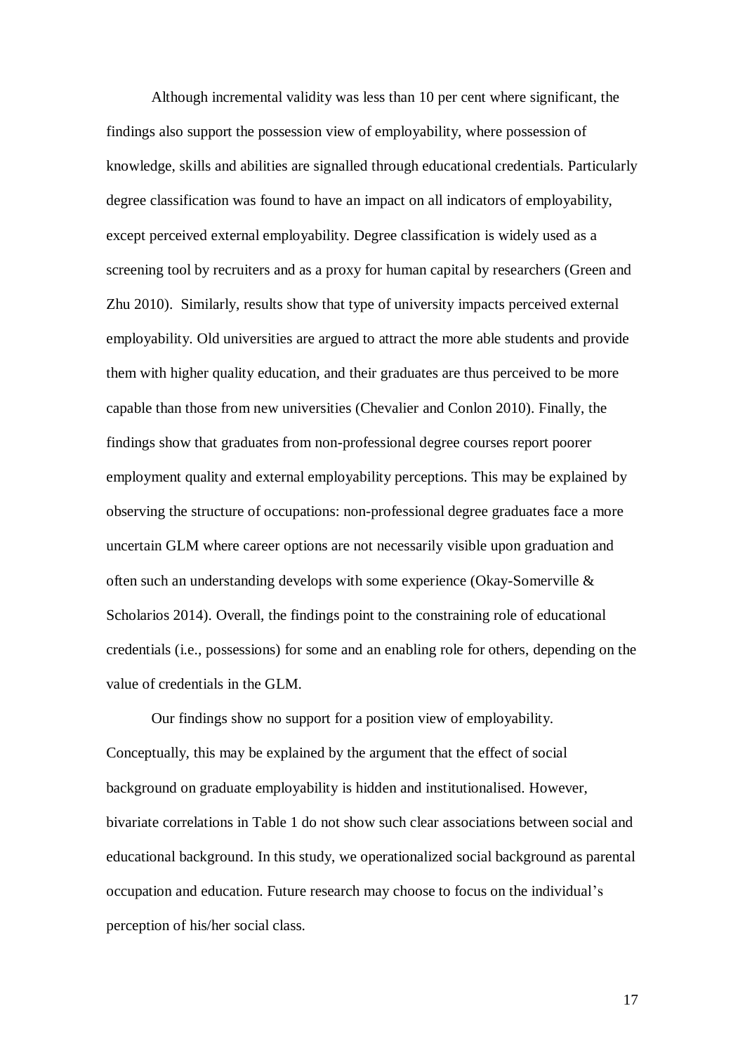Although incremental validity was less than 10 per cent where significant, the findings also support the possession view of employability, where possession of knowledge, skills and abilities are signalled through educational credentials. Particularly degree classification was found to have an impact on all indicators of employability, except perceived external employability. Degree classification is widely used as a screening tool by recruiters and as a proxy for human capital by researchers (Green and Zhu 2010). Similarly, results show that type of university impacts perceived external employability. Old universities are argued to attract the more able students and provide them with higher quality education, and their graduates are thus perceived to be more capable than those from new universities (Chevalier and Conlon 2010). Finally, the findings show that graduates from non-professional degree courses report poorer employment quality and external employability perceptions. This may be explained by observing the structure of occupations: non-professional degree graduates face a more uncertain GLM where career options are not necessarily visible upon graduation and often such an understanding develops with some experience (Okay-Somerville & Scholarios 2014). Overall, the findings point to the constraining role of educational credentials (i.e., possessions) for some and an enabling role for others, depending on the value of credentials in the GLM.

Our findings show no support for a position view of employability. Conceptually, this may be explained by the argument that the effect of social background on graduate employability is hidden and institutionalised. However, bivariate correlations in Table 1 do not show such clear associations between social and educational background. In this study, we operationalized social background as parental occupation and education. Future research may choose to focus on the individual's perception of his/her social class.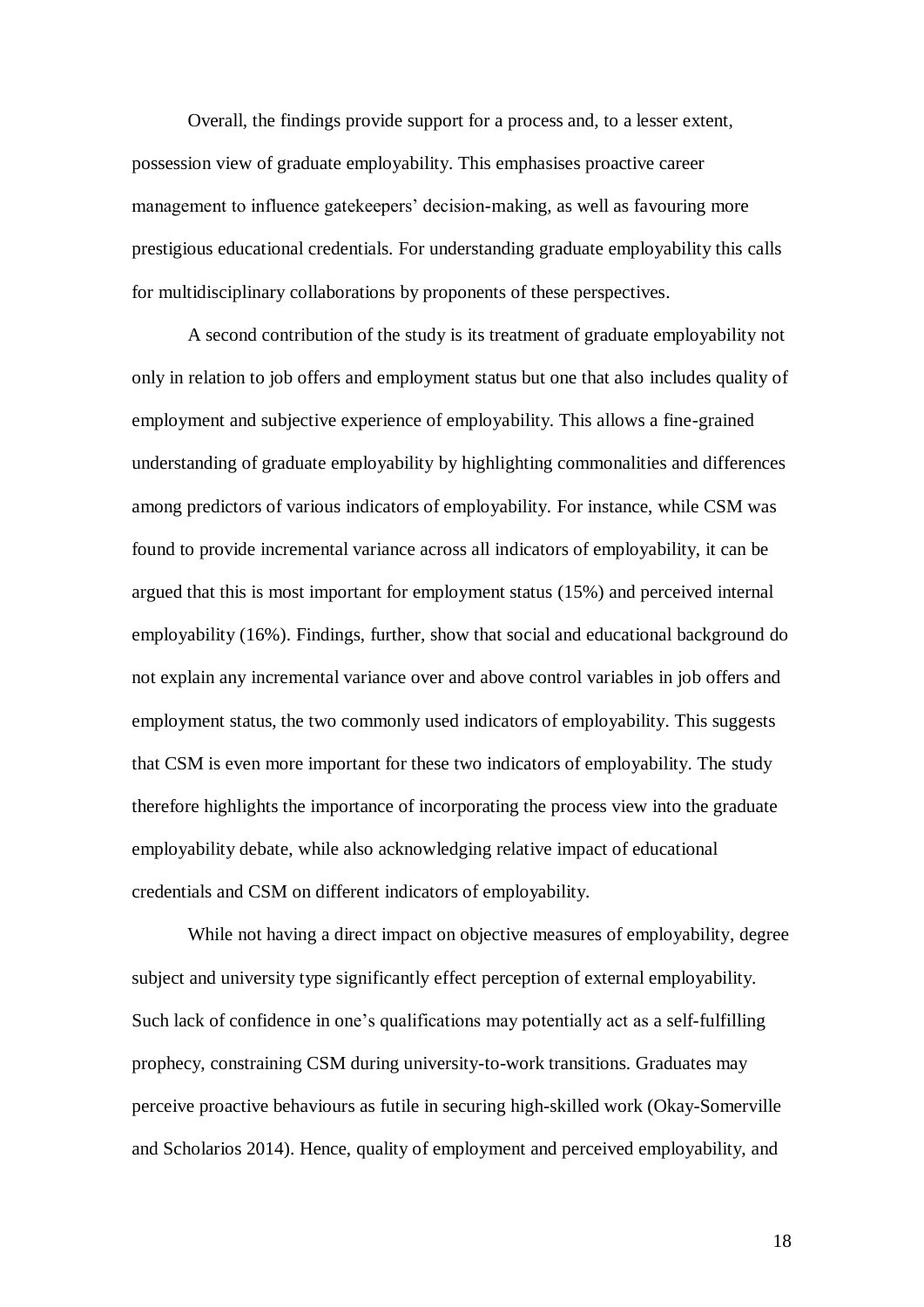Overall, the findings provide support for a process and, to a lesser extent, possession view of graduate employability. This emphasises proactive career management to influence gatekeepers' decision-making, as well as favouring more prestigious educational credentials. For understanding graduate employability this calls for multidisciplinary collaborations by proponents of these perspectives.

A second contribution of the study is its treatment of graduate employability not only in relation to job offers and employment status but one that also includes quality of employment and subjective experience of employability. This allows a fine-grained understanding of graduate employability by highlighting commonalities and differences among predictors of various indicators of employability. For instance, while CSM was found to provide incremental variance across all indicators of employability, it can be argued that this is most important for employment status (15%) and perceived internal employability (16%). Findings, further, show that social and educational background do not explain any incremental variance over and above control variables in job offers and employment status, the two commonly used indicators of employability. This suggests that CSM is even more important for these two indicators of employability. The study therefore highlights the importance of incorporating the process view into the graduate employability debate, while also acknowledging relative impact of educational credentials and CSM on different indicators of employability.

While not having a direct impact on objective measures of employability, degree subject and university type significantly effect perception of external employability. Such lack of confidence in one's qualifications may potentially act as a self-fulfilling prophecy, constraining CSM during university-to-work transitions. Graduates may perceive proactive behaviours as futile in securing high-skilled work (Okay-Somerville and Scholarios 2014). Hence, quality of employment and perceived employability, and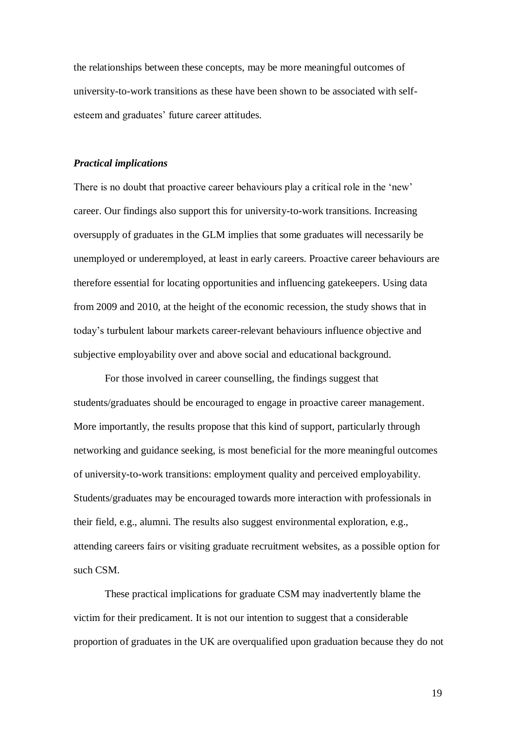the relationships between these concepts, may be more meaningful outcomes of university-to-work transitions as these have been shown to be associated with self-esteem and graduates' future career attitudes.

### *Practical implications*

There is no doubt that proactive career behaviours play a critical role in the 'new' career. Our findings also support this for university-to-work transitions. Increasing oversupply of graduates in the GLM implies that some graduates will necessarily be unemployed or underemployed, at least in early careers. Proactive career behaviours are therefore essential for locating opportunities and influencing gatekeepers. Using data from 2009 and 2010, at the height of the economic recession, the study shows that in today's turbulent labour markets career-relevant behaviours influence objective and subjective employability over and above social and educational background.

For those involved in career counselling, the findings suggest that students/graduates should be encouraged to engage in proactive career management. More importantly, the results propose that this kind of support, particularly through networking and guidance seeking, is most beneficial for the more meaningful outcomes of university-to-work transitions: employment quality and perceived employability. Students/graduates may be encouraged towards more interaction with professionals in their field, e.g., alumni. The results also suggest environmental exploration, e.g., attending careers fairs or visiting graduate recruitment websites, as a possible option for such CSM.

These practical implications for graduate CSM may inadvertently blame the victim for their predicament. It is not our intention to suggest that a considerable proportion of graduates in the UK are overqualified upon graduation because they do not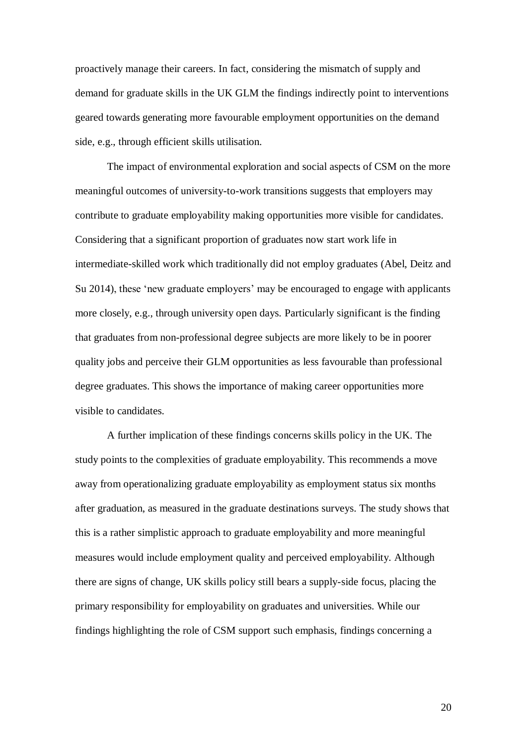proactively manage their careers. In fact, considering the mismatch of supply and demand for graduate skills in the UK GLM the findings indirectly point to interventions geared towards generating more favourable employment opportunities on the demand side, e.g., through efficient skills utilisation.

The impact of environmental exploration and social aspects of CSM on the more meaningful outcomes of university-to-work transitions suggests that employers may contribute to graduate employability making opportunities more visible for candidates. Considering that a significant proportion of graduates now start work life in intermediate-skilled work which traditionally did not employ graduates (Abel, Deitz and Su 2014), these 'new graduate employers' may be encouraged to engage with applicants more closely, e.g., through university open days. Particularly significant is the finding that graduates from non-professional degree subjects are more likely to be in poorer quality jobs and perceive their GLM opportunities as less favourable than professional degree graduates. This shows the importance of making career opportunities more visible to candidates.

A further implication of these findings concerns skills policy in the UK. The study points to the complexities of graduate employability. This recommends a move away from operationalizing graduate employability as employment status six months after graduation, as measured in the graduate destinations surveys. The study shows that this is a rather simplistic approach to graduate employability and more meaningful measures would include employment quality and perceived employability. Although there are signs of change, UK skills policy still bears a supply-side focus, placing the primary responsibility for employability on graduates and universities. While our findings highlighting the role of CSM support such emphasis, findings concerning a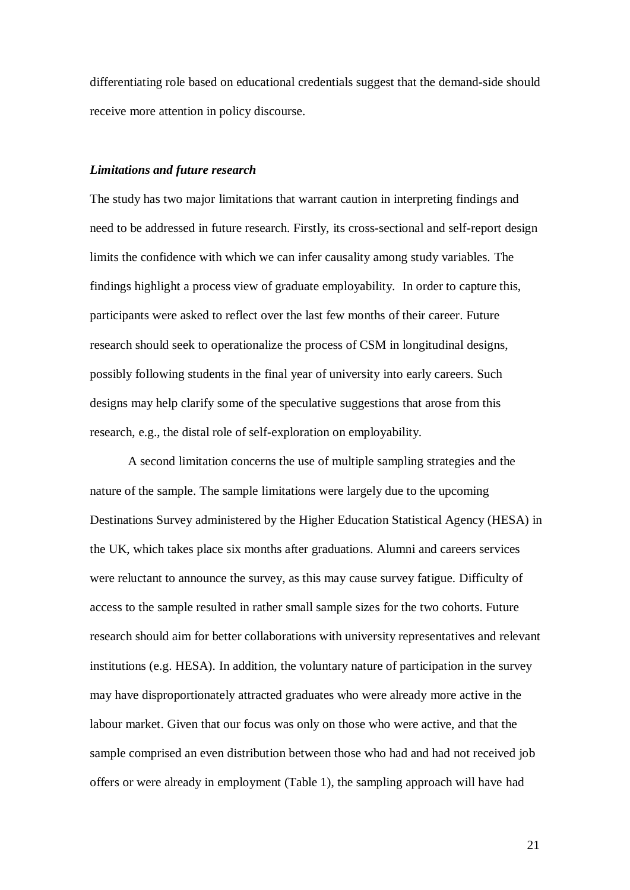differentiating role based on educational credentials suggest that the demand-side should receive more attention in policy discourse.

### *Limitations and future research*

The study has two major limitations that warrant caution in interpreting findings and need to be addressed in future research. Firstly, its cross-sectional and self-report design limits the confidence with which we can infer causality among study variables. The findings highlight a process view of graduate employability. In order to capture this, participants were asked to reflect over the last few months of their career. Future research should seek to operationalize the process of CSM in longitudinal designs, possibly following students in the final year of university into early careers. Such designs may help clarify some of the speculative suggestions that arose from this research, e.g., the distal role of self-exploration on employability.

A second limitation concerns the use of multiple sampling strategies and the nature of the sample. The sample limitations were largely due to the upcoming Destinations Survey administered by the Higher Education Statistical Agency (HESA) in the UK, which takes place six months after graduations. Alumni and careers services were reluctant to announce the survey, as this may cause survey fatigue. Difficulty of access to the sample resulted in rather small sample sizes for the two cohorts. Future research should aim for better collaborations with university representatives and relevant institutions (e.g. HESA). In addition, the voluntary nature of participation in the survey may have disproportionately attracted graduates who were already more active in the labour market. Given that our focus was only on those who were active, and that the sample comprised an even distribution between those who had and had not received job offers or were already in employment (Table 1), the sampling approach will have had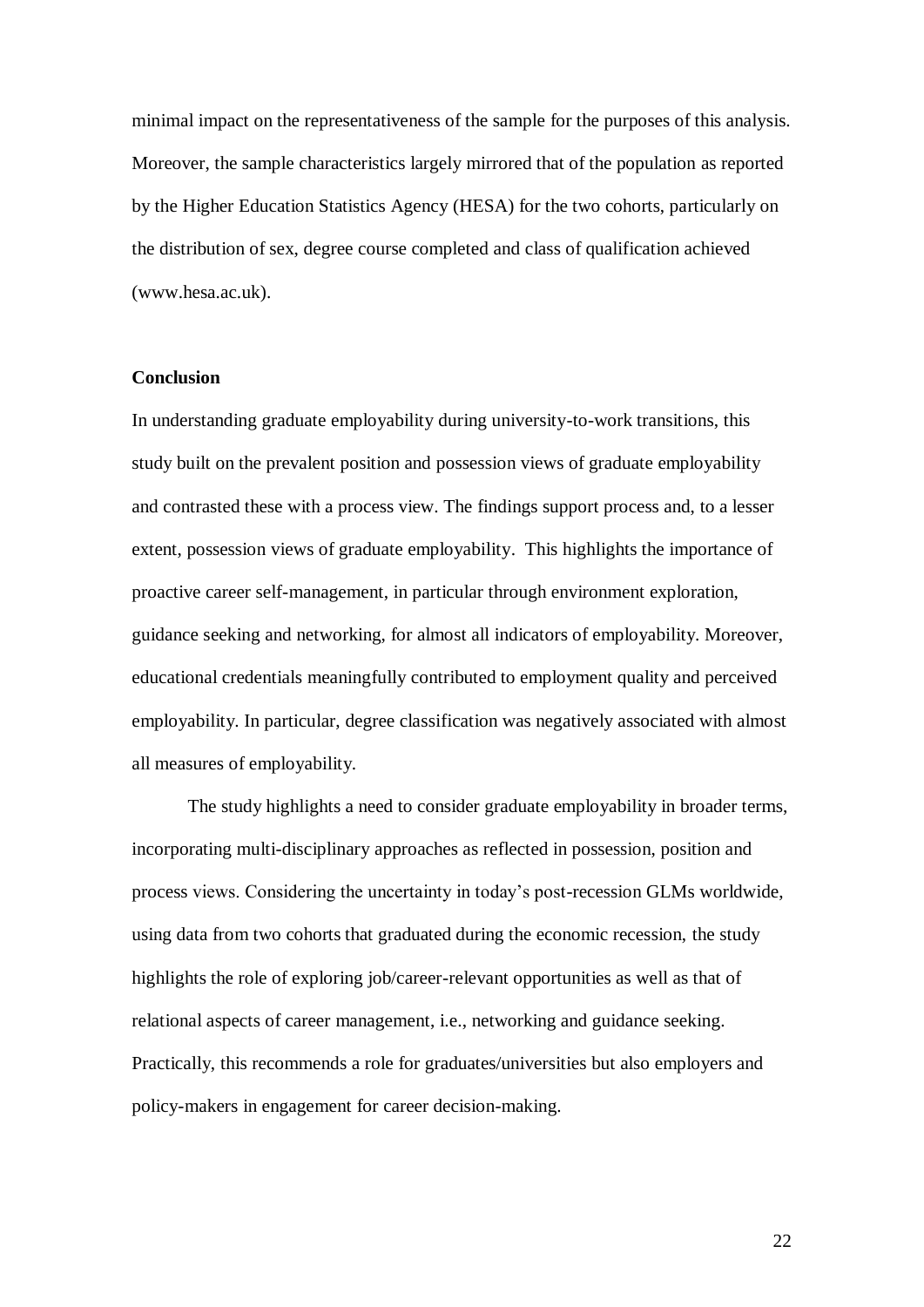minimal impact on the representativeness of the sample for the purposes of this analysis. Moreover, the sample characteristics largely mirrored that of the population as reported by the Higher Education Statistics Agency (HESA) for the two cohorts, particularly on the distribution of sex, degree course completed and class of qualification achieved (www.hesa.ac.uk).

## Conclusion

In understanding graduate employability during university-to-work transitions, this study built on the prevalent position and possession views of graduate employability and contrasted these with a process view. The findings support process and, to a lesser extent, possession views of graduate employability. This highlights the importance of proactive career self-management, in particular through environment exploration, guidance seeking and networking, for almost all indicators of employability. Moreover, educational credentials meaningfully contributed to employment quality and perceived employability. In particular, degree classification was negatively associated with almost all measures of employability.

The study highlights a need to consider graduate employability in broader terms, incorporating multi-disciplinary approaches as reflected in possession, position and process views. Considering the uncertainty in today's post-recession GLMs worldwide, using data from two cohorts that graduated during the economic recession, the study highlights the role of exploring job/career-relevant opportunities as well as that of relational aspects of career management, i.e., networking and guidance seeking. Practically, this recommends a role for graduates/universities but also employers and policy-makers in engagement for career decision-making.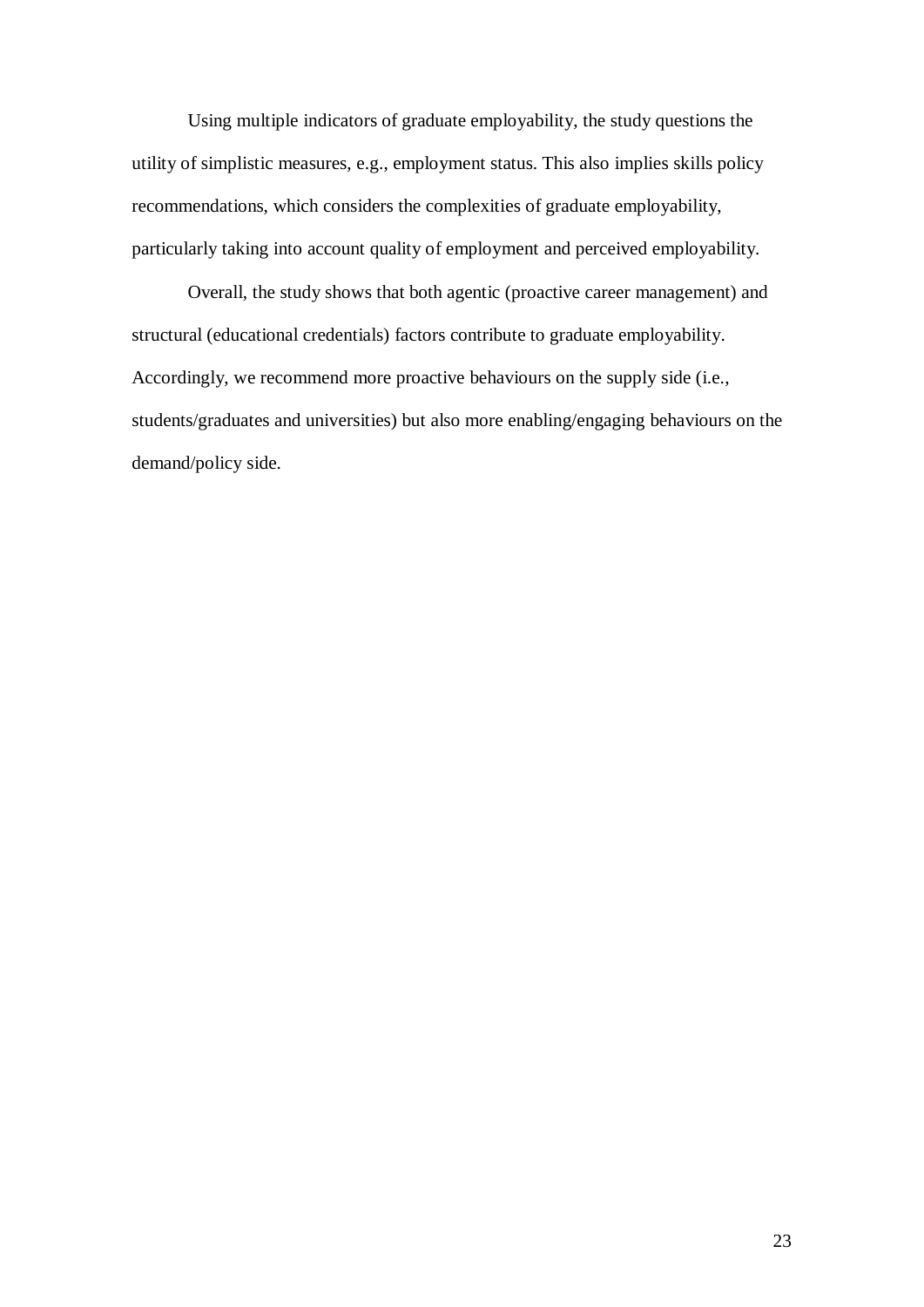Using multiple indicators of graduate employability, the study questions the utility of simplistic measures, e.g., employment status. This also implies skills policy recommendations, which considers the complexities of graduate employability, particularly taking into account quality of employment and perceived employability.

Overall, the study shows that both agentic (proactive career management) and structural (educational credentials) factors contribute to graduate employability. Accordingly, we recommend more proactive behaviours on the supply side (i.e., students/graduates and universities) but also more enabling/engaging behaviours on the demand/policy side.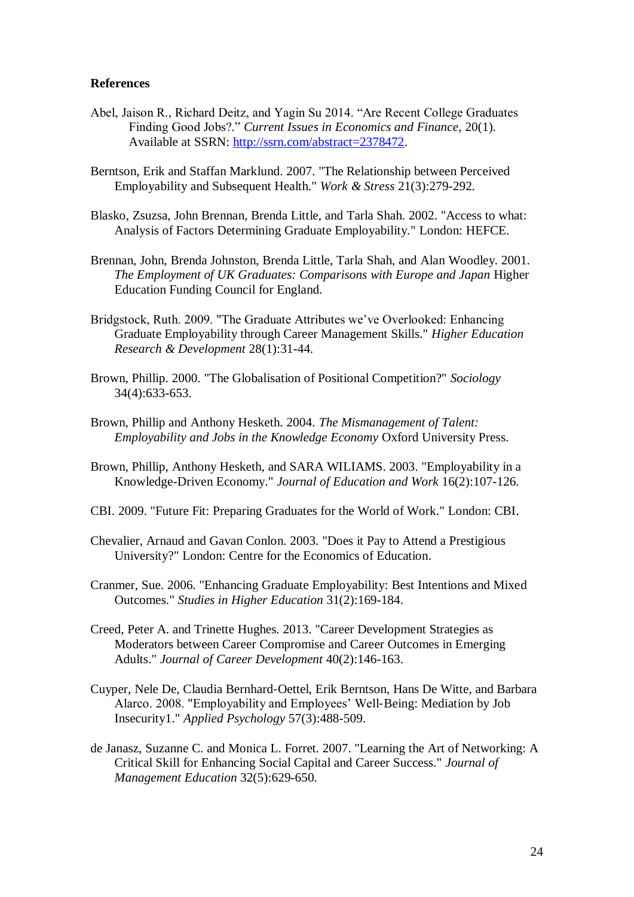**References**

Abel, Jaison R., Richard Deitz, and Yagin Su 2014. "Are Recent College Graduates Finding Good Jobs?." *Current Issues in Economics and Finance*, 20(1). Available at SSRN: [http://ssrn.com/abstract=2378472](http://ssrn.com/abstract=2378472).

Berntson, Erik and Staffan Marklund. 2007. "The Relationship between Perceived Employability and Subsequent Health." *Work & Stress* 21(3):279-292.

Blasko, Zsuzsa, John Brennan, Brenda Little, and Tarla Shah. 2002. "Access to what: Analysis of Factors Determining Graduate Employability." London: HEFCE.

Brennan, John, Brenda Johnston, Brenda Little, Tarla Shah, and Alan Woodley. 2001. *The Employment of UK Graduates: Comparisons with Europe and Japan* Higher Education Funding Council for England.

Bridgstock, Ruth. 2009. "The Graduate Attributes we've Overlooked: Enhancing Graduate Employability through Career Management Skills." *Higher Education Research & Development* 28(1):31-44.

Brown, Phillip. 2000. "The Globalisation of Positional Competition?" *Sociology* 34(4):633-653.

Brown, Phillip and Anthony Hesketh. 2004. *The Mismanagement of Talent: Employability and Jobs in the Knowledge Economy* Oxford University Press.

Brown, Phillip, Anthony Hesketh, and SARA WILIAMS. 2003. "Employability in a Knowledge-Driven Economy." *Journal of Education and Work* 16(2):107-126.

CBI. 2009. "Future Fit: Preparing Graduates for the World of Work." London: CBI.

Chevalier, Arnaud and Gavan Conlon. 2003. "Does it Pay to Attend a Prestigious University?" London: Centre for the Economics of Education.

Cranmer, Sue. 2006. "Enhancing Graduate Employability: Best Intentions and Mixed Outcomes." *Studies in Higher Education* 31(2):169-184.

Creed, Peter A. and Trinette Hughes. 2013. "Career Development Strategies as Moderators between Career Compromise and Career Outcomes in Emerging Adults." *Journal of Career Development* 40(2):146-163.

Cuyper, Nele De, Claudia Bernhard‐Oettel, Erik Berntson, Hans De Witte, and Barbara Alarco. 2008. "Employability and Employees' Well‐Being: Mediation by Job Insecurity1." *Applied Psychology* 57(3):488-509.

de Janasz, Suzanne C. and Monica L. Forret. 2007. "Learning the Art of Networking: A Critical Skill for Enhancing Social Capital and Career Success." *Journal of Management Education* 32(5):629-650.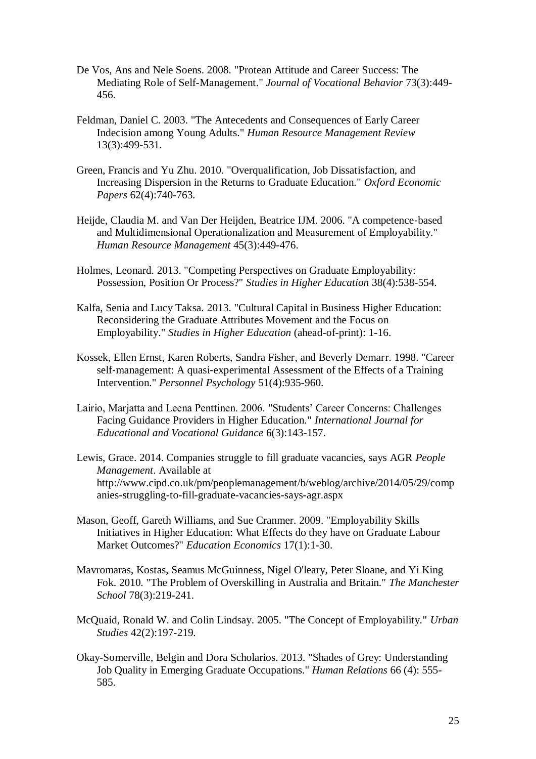De Vos, Ans and Nele Soens. 2008. "Protean Attitude and Career Success: The Mediating Role of Self-Management." *Journal of Vocational Behavior* 73(3):449-456.

Feldman, Daniel C. 2003. "The Antecedents and Consequences of Early Career Indecision among Young Adults." *Human Resource Management Review* 13(3):499-531.

Green, Francis and Yu Zhu. 2010. "Overqualification, Job Dissatisfaction, and Increasing Dispersion in the Returns to Graduate Education." *Oxford Economic Papers* 62(4):740-763.

Heijde, Claudia M. and Van Der Heijden, Beatrice IJM. 2006. "A competence-based and Multidimensional Operationalization and Measurement of Employability." *Human Resource Management* 45(3):449-476.

Holmes, Leonard. 2013. "Competing Perspectives on Graduate Employability: Possession, Position Or Process?" *Studies in Higher Education* 38(4):538-554.

Kalfa, Senia and Lucy Taksa. 2013. "Cultural Capital in Business Higher Education: Reconsidering the Graduate Attributes Movement and the Focus on Employability." *Studies in Higher Education* (ahead-of-print): 1-16.

Kossek, Ellen Ernst, Karen Roberts, Sandra Fisher, and Beverly Demarr. 1998. "Career self-management: A quasi-experimental Assessment of the Effects of a Training Intervention." *Personnel Psychology* 51(4):935-960.

Lairio, Marjatta and Leena Penttinen. 2006. "Students' Career Concerns: Challenges Facing Guidance Providers in Higher Education." *International Journal for Educational and Vocational Guidance* 6(3):143-157.

Lewis, Grace. 2014. Companies struggle to fill graduate vacancies, says AGR *People Management*. Available at http://www.cipd.co.uk/pm/peoplemanagement/b/weblog/archive/2014/05/29/companies-struggling-to-fill-graduate-vacancies-says-agr.aspx

Mason, Geoff, Gareth Williams, and Sue Cranmer. 2009. "Employability Skills Initiatives in Higher Education: What Effects do they have on Graduate Labour Market Outcomes?" *Education Economics* 17(1):1-30.

Mavromaras, Kostas, Seamus McGuinness, Nigel O'leary, Peter Sloane, and Yi King Fok. 2010. "The Problem of Overskilling in Australia and Britain." *The Manchester School* 78(3):219-241.

McQuaid, Ronald W. and Colin Lindsay. 2005. "The Concept of Employability." *Urban Studies* 42(2):197-219.

Okay-Somerville, Belgin and Dora Scholarios. 2013. "Shades of Grey: Understanding Job Quality in Emerging Graduate Occupations." *Human Relations* 66 (4): 555-585.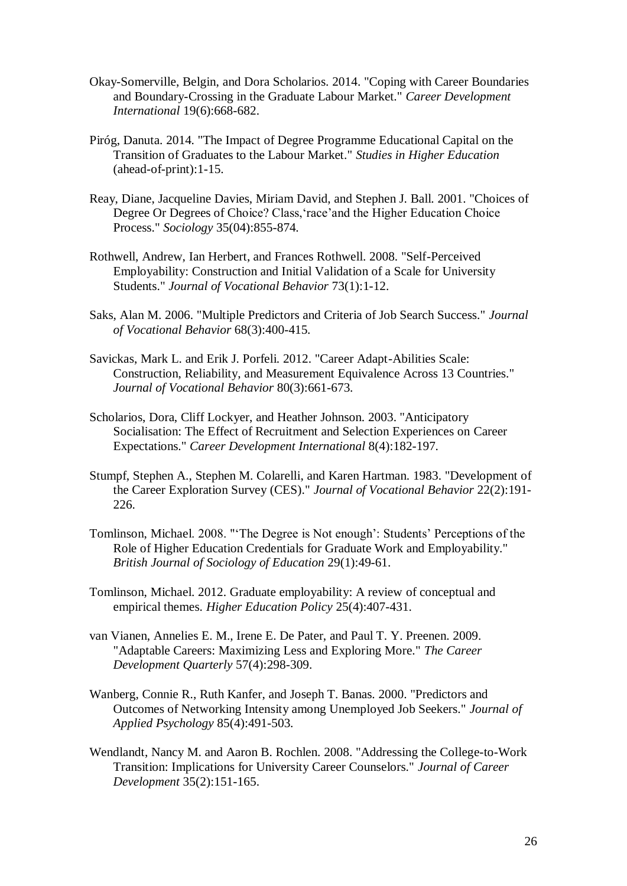Okay-Somerville, Belgin, and Dora Scholarios. 2014. "Coping with Career Boundaries and Boundary-Crossing in the Graduate Labour Market." *Career Development International* 19(6):668-682.

Piróg, Danuta. 2014. "The Impact of Degree Programme Educational Capital on the Transition of Graduates to the Labour Market." *Studies in Higher Education* (ahead-of-print):1-15.

Reay, Diane, Jacqueline Davies, Miriam David, and Stephen J. Ball. 2001. "Choices of Degree Or Degrees of Choice? Class,'race'and the Higher Education Choice Process." *Sociology* 35(04):855-874.

Rothwell, Andrew, Ian Herbert, and Frances Rothwell. 2008. "Self-Perceived Employability: Construction and Initial Validation of a Scale for University Students." *Journal of Vocational Behavior* 73(1):1-12.

Saks, Alan M. 2006. "Multiple Predictors and Criteria of Job Search Success." *Journal of Vocational Behavior* 68(3):400-415.

Savickas, Mark L. and Erik J. Porfeli. 2012. "Career Adapt-Abilities Scale: Construction, Reliability, and Measurement Equivalence Across 13 Countries." *Journal of Vocational Behavior* 80(3):661-673.

Scholarios, Dora, Cliff Lockyer, and Heather Johnson. 2003. "Anticipatory Socialisation: The Effect of Recruitment and Selection Experiences on Career Expectations." *Career Development International* 8(4):182-197.

Stumpf, Stephen A., Stephen M. Colarelli, and Karen Hartman. 1983. "Development of the Career Exploration Survey (CES)." *Journal of Vocational Behavior* 22(2):191-226.

Tomlinson, Michael. 2008. "'The Degree is Not enough': Students' Perceptions of the Role of Higher Education Credentials for Graduate Work and Employability." *British Journal of Sociology of Education* 29(1):49-61.

Tomlinson, Michael. 2012. Graduate employability: A review of conceptual and empirical themes. *Higher Education Policy* 25(4):407-431.

van Vianen, Annelies E. M., Irene E. De Pater, and Paul T. Y. Preenen. 2009. "Adaptable Careers: Maximizing Less and Exploring More." *The Career Development Quarterly* 57(4):298-309.

Wanberg, Connie R., Ruth Kanfer, and Joseph T. Banas. 2000. "Predictors and Outcomes of Networking Intensity among Unemployed Job Seekers." *Journal of Applied Psychology* 85(4):491-503.

Wendlandt, Nancy M. and Aaron B. Rochlen. 2008. "Addressing the College-to-Work Transition: Implications for University Career Counselors." *Journal of Career Development* 35(2):151-165.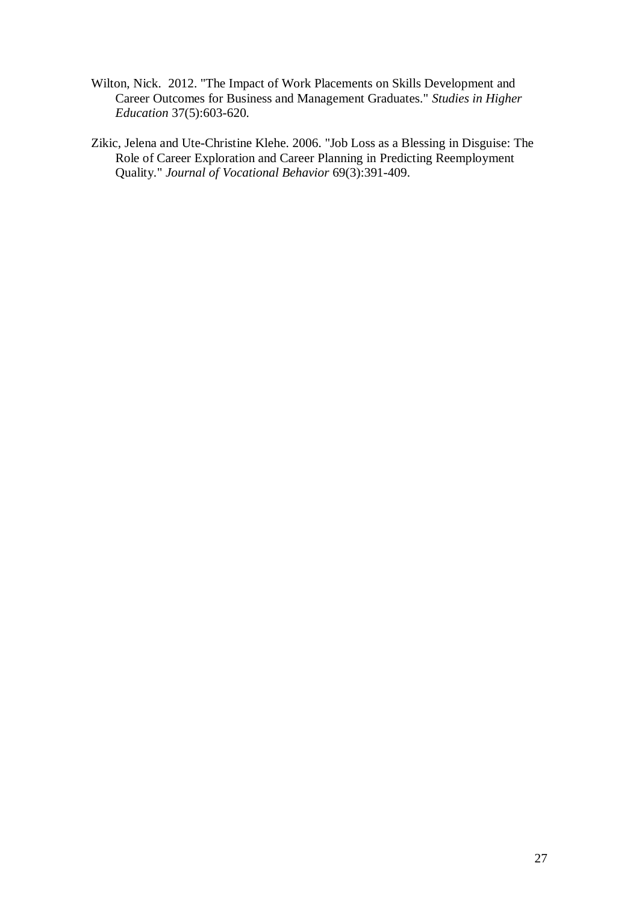Wilton, Nick.  2012. "The Impact of Work Placements on Skills Development and Career Outcomes for Business and Management Graduates." *Studies in Higher Education* 37(5):603-620.

Zikic, Jelena and Ute-Christine Klehe. 2006. "Job Loss as a Blessing in Disguise: The Role of Career Exploration and Career Planning in Predicting Reemployment Quality." *Journal of Vocational Behavior* 69(3):391-409.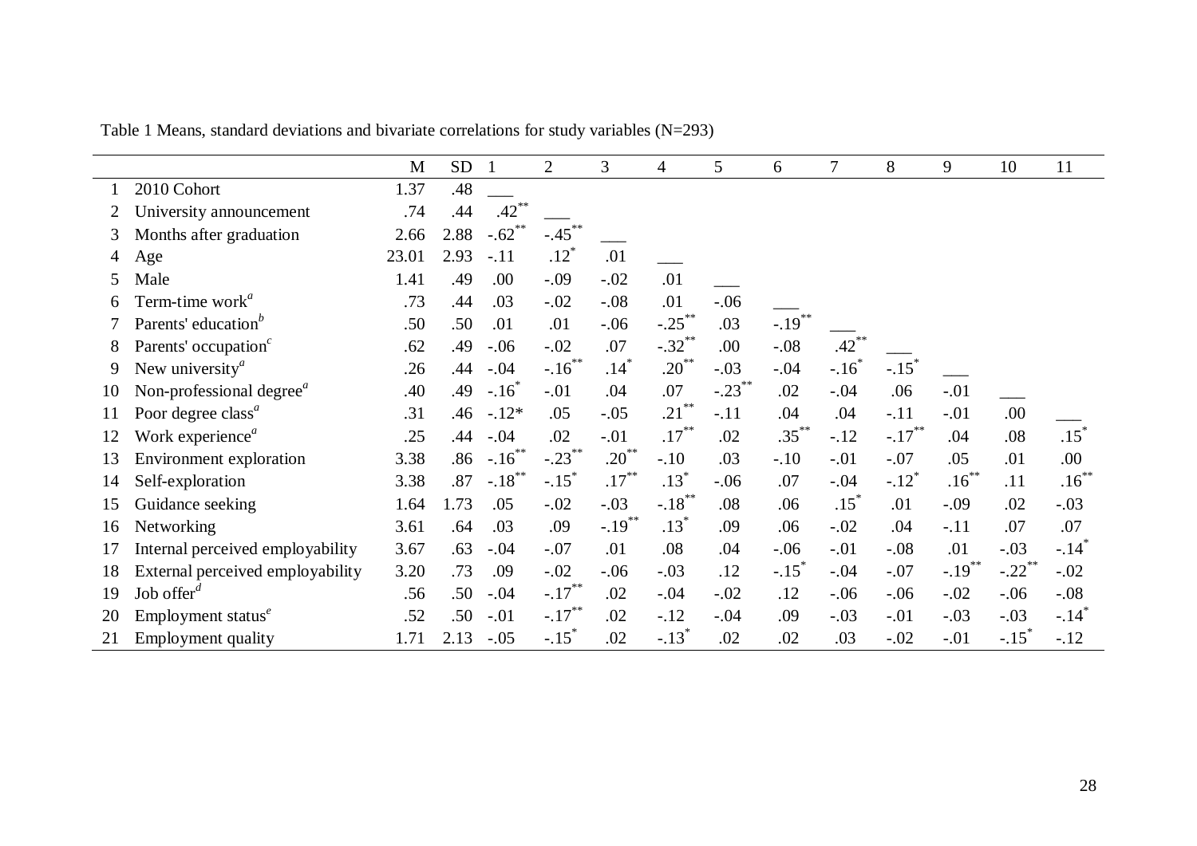Table 1 Means, standard deviations and bivariate correlations for study variables (N=293)

| | | M | SD | 1 | 2 | 3 | 4 | 5 | 6 | 7 | 8 | 9 | 10 | 11 |
|---|---|---|---|---|---|---|---|---|---|---|---|---|---|---|
| 1 | 2010 Cohort | 1.37 | .48 | ___ | | | | | | | | | | |
| 2 | University announcement | .74 | .44 | .42** | ___ | | | | | | | | | |
| 3 | Months after graduation | 2.66 | 2.88 | -.62** | -.45** | ___ | | | | | | | | |
| 4 | Age | 23.01 | 2.93 | -.11 | .12* | .01 | ___ | | | | | | | |
| 5 | Male | 1.41 | .49 | .00 | -.09 | -.02 | .01 | ___ | | | | | | |
| 6 | Term-time work[a] | .73 | .44 | .03 | -.02 | -.08 | .01 | -.06 | ___ | | | | | |
| 7 | Parents' education[b] | .50 | .50 | .01 | .01 | -.06 | -.25** | .03 | -.19** | ___ | | | | |
| 8 | Parents' occupation[c] | .62 | .49 | -.06 | -.02 | .07 | -.32** | .00 | -.08 | .42** | ___ | | | |
| 9 | New university[a] | .26 | .44 | -.04 | -.16** | .14* | .20** | -.03 | -.04 | -.16* | -.15* | ___ | | |
| 10 | Non-professional degree[a] | .40 | .49 | -.16* | -.01 | .04 | .07 | -.23** | .02 | -.04 | .06 | -.01 | ___ | |
| 11 | Poor degree class[a] | .31 | .46 | -.12* | .05 | -.05 | .21** | -.11 | .04 | .04 | -.11 | -.01 | .00 | ___ |
| 12 | Work experience[a] | .25 | .44 | -.04 | .02 | -.01 | .17** | .02 | .35** | -.12 | -.17** | .04 | .08 | .15* |
| 13 | Environment exploration | 3.38 | .86 | -.16** | -.23** | .20** | -.10 | .03 | -.10 | -.01 | -.07 | .05 | .01 | .00 |
| 14 | Self-exploration | 3.38 | .87 | -.18** | -.15* | .17** | .13* | -.06 | .07 | -.04 | -.12* | .16** | .11 | .16** |
| 15 | Guidance seeking | 1.64 | 1.73 | .05 | -.02 | -.03 | -.18** | .08 | .06 | .15* | .01 | -.09 | .02 | -.03 |
| 16 | Networking | 3.61 | .64 | .03 | .09 | -.19** | .13* | .09 | .06 | -.02 | .04 | -.11 | .07 | .07 |
| 17 | Internal perceived employability | 3.67 | .63 | -.04 | -.07 | .01 | .08 | .04 | -.06 | -.01 | -.08 | .01 | -.03 | -.14* |
| 18 | External perceived employability | 3.20 | .73 | .09 | -.02 | -.06 | -.03 | .12 | -.15* | -.04 | -.07 | -.19** | -.22** | -.02 |
| 19 | Job offer[d] | .56 | .50 | -.04 | -.17** | .02 | -.04 | -.02 | .12 | -.06 | -.06 | -.02 | -.06 | -.08 |
| 20 | Employment status[e] | .52 | .50 | -.01 | -.17** | .02 | -.12 | -.04 | .09 | -.03 | -.01 | -.03 | -.03 | -.14* |
| 21 | Employment quality | 1.71 | 2.13 | -.05 | -.15* | .02 | -.13* | .02 | .02 | .03 | -.02 | -.01 | -.15* | -.12 |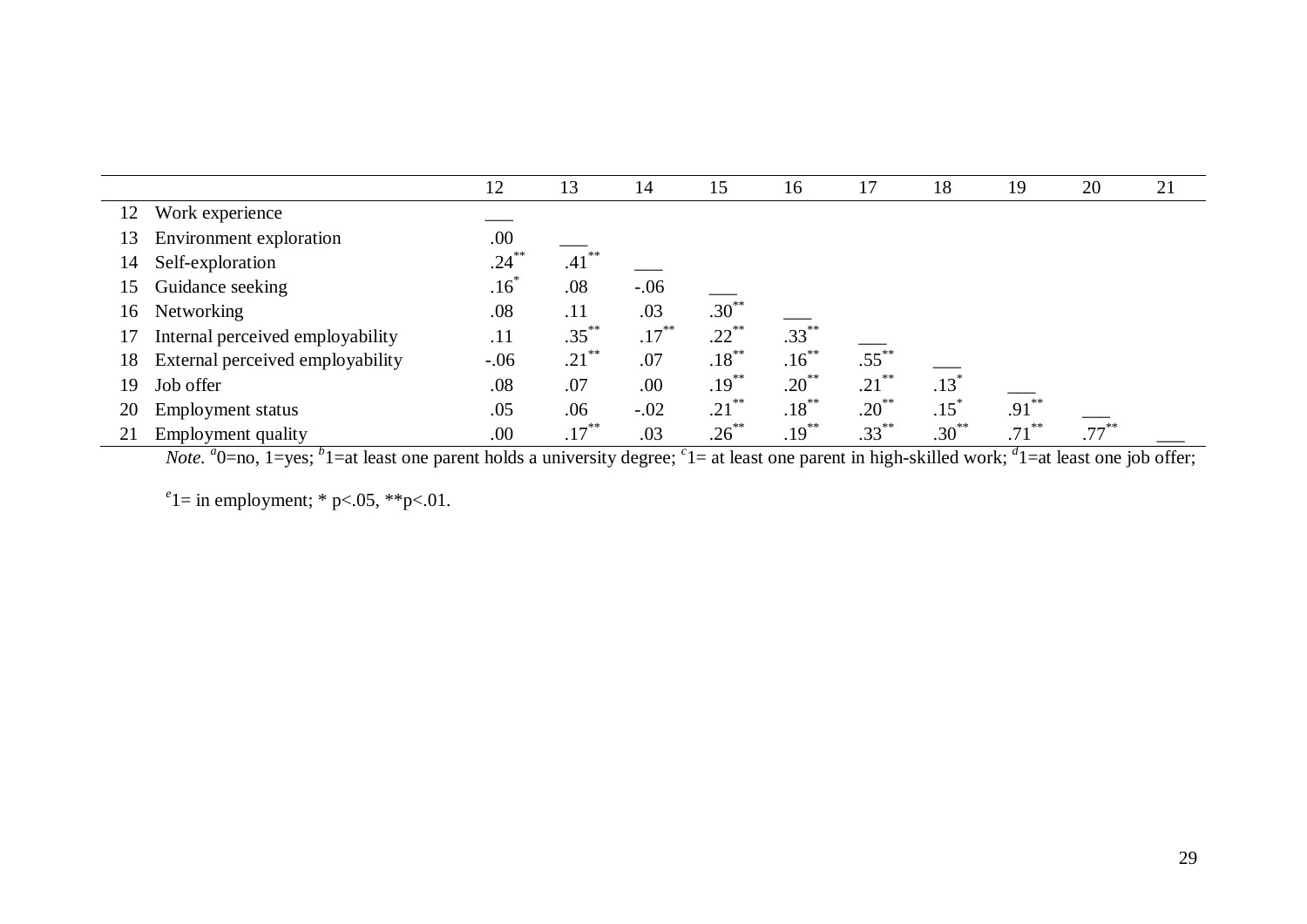| | | 12 | 13 | 14 | 15 | 16 | 17 | 18 | 19 | 20 | 21 |
|---|---|---|---|---|---|---|---|---|---|---|---|
| 12 | Work experience | ___ | | | | | | | | | |
| 13 | Environment exploration | .00 | ___ | | | | | | | | |
| 14 | Self-exploration | .24** | .41** | ___ | | | | | | | |
| 15 | Guidance seeking | .16* | .08 | -.06 | ___ | | | | | | |
| 16 | Networking | .08 | .11 | .03 | .30** | ___ | | | | | |
| 17 | Internal perceived employability | .11 | .35** | .17** | .22** | .33** | ___ | | | | |
| 18 | External perceived employability | -.06 | .21** | .07 | .18** | .16** | .55** | ___ | | | |
| 19 | Job offer | .08 | .07 | .00 | .19** | .20** | .21** | .13* | ___ | | |
| 20 | Employment status | .05 | .06 | -.02 | .21** | .18** | .20** | .15* | .91** | ___ | |
| 21 | Employment quality | .00 | .17** | .03 | .26** | .19** | .33** | .30** | .71** | .77** | ___ |

*Note.* [a]0=no, 1=yes; [b]1=at least one parent holds a university degree; [c]1= at least one parent in high-skilled work; [d]1=at least one job offer; [e]1= in employment; * p<.05, **p<.01.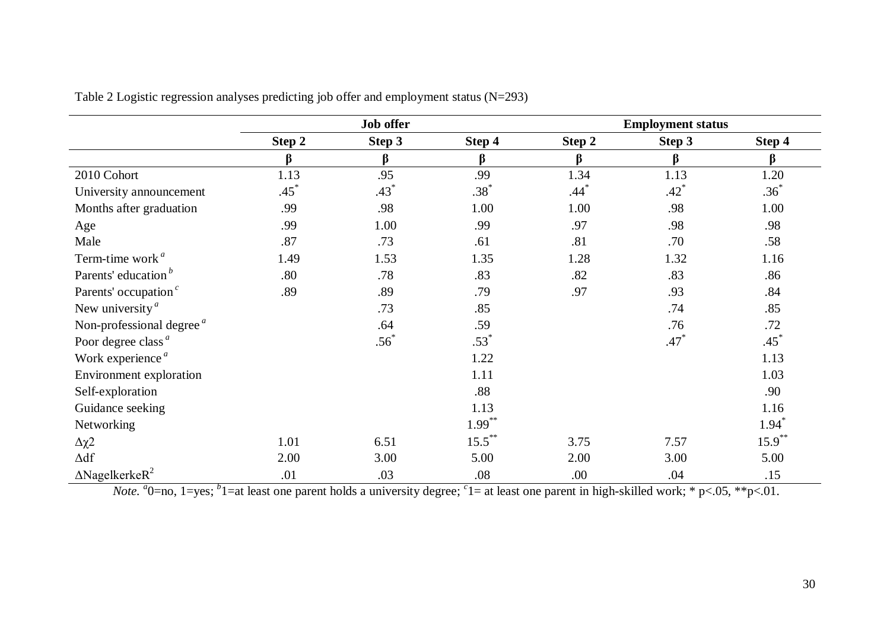Table 2 Logistic regression analyses predicting job offer and employment status (N=293)

| | Job offer | | | Employment status | | |
|---|---|---|---|---|---|---|
| | Step 2 | Step 3 | Step 4 | Step 2 | Step 3 | Step 4 |
| | β | β | β | β | β | β |
| 2010 Cohort | 1.13 | .95 | .99 | 1.34 | 1.13 | 1.20 |
| University announcement | .45* | .43* | .38* | .44* | .42* | .36* |
| Months after graduation | .99 | .98 | 1.00 | 1.00 | .98 | 1.00 |
| Age | .99 | 1.00 | .99 | .97 | .98 | .98 |
| Male | .87 | .73 | .61 | .81 | .70 | .58 |
| Term-time work [a] | 1.49 | 1.53 | 1.35 | 1.28 | 1.32 | 1.16 |
| Parents' education [b] | .80 | .78 | .83 | .82 | .83 | .86 |
| Parents' occupation [c] | .89 | .89 | .79 | .97 | .93 | .84 |
| New university [a] | | .73 | .85 | | .74 | .85 |
| Non-professional degree [a] | | .64 | .59 | | .76 | .72 |
| Poor degree class [a] | | .56* | .53* | | .47* | .45* |
| Work experience [a] | | | 1.22 | | | 1.13 |
| Environment exploration | | | 1.11 | | | 1.03 |
| Self-exploration | | | .88 | | | .90 |
| Guidance seeking | | | 1.13 | | | 1.16 |
| Networking | | | 1.99** | | | 1.94* |
| $\Delta\chi 2$ | 1.01 | 6.51 | 15.5** | 3.75 | 7.57 | 15.9** |
| $\Delta$df | 2.00 | 3.00 | 5.00 | 2.00 | 3.00 | 5.00 |
| $\Delta$Nagelkerke$R^2$ | .01 | .03 | .08 | .00 | .04 | .15 |

*Note.* [a]0=no, 1=yes; [b]1=at least one parent holds a university degree; [c]1= at least one parent in high-skilled work; * p<.05, **p<.01.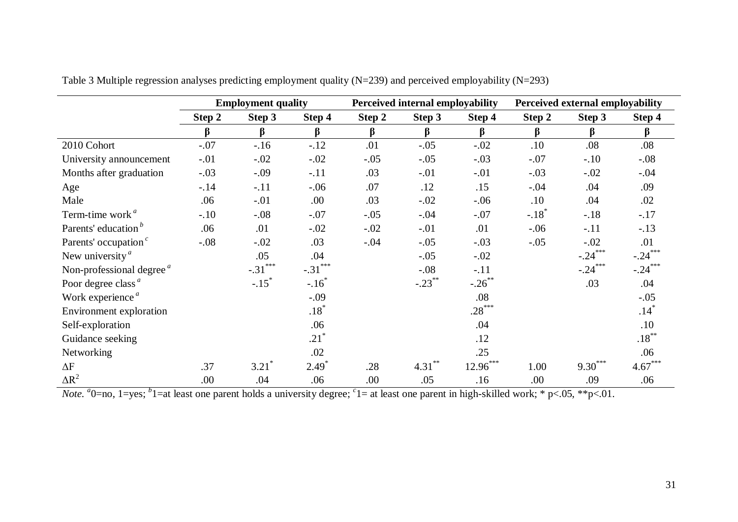Table 3 Multiple regression analyses predicting employment quality (N=239) and perceived employability (N=293)

| | Employment quality | | | Perceived internal employability | | | Perceived external employability | | |
|---|---|---|---|---|---|---|---|---|---|
| | Step 2 | Step 3 | Step 4 | Step 2 | Step 3 | Step 4 | Step 2 | Step 3 | Step 4 |
| | β | β | β | β | β | β | β | β | β |
| 2010 Cohort | -.07 | -.16 | -.12 | .01 | -.05 | -.02 | .10 | .08 | .08 |
| University announcement | -.01 | -.02 | -.02 | -.05 | -.05 | -.03 | -.07 | -.10 | -.08 |
| Months after graduation | -.03 | -.09 | -.11 | .03 | -.01 | -.01 | -.03 | -.02 | -.04 |
| Age | -.14 | -.11 | -.06 | .07 | .12 | .15 | -.04 | .04 | .09 |
| Male | .06 | -.01 | .00 | .03 | -.02 | -.06 | .10 | .04 | .02 |
| Term-time work [a] | -.10 | -.08 | -.07 | -.05 | -.04 | -.07 | -.18* | -.18 | -.17 |
| Parents' education [b] | .06 | .01 | -.02 | -.02 | -.01 | .01 | -.06 | -.11 | -.13 |
| Parents' occupation [c] | -.08 | -.02 | .03 | -.04 | -.05 | -.03 | -.05 | -.02 | .01 |
| New university [a] | | .05 | .04 | | -.05 | -.02 | | -.24*** | -.24*** |
| Non-professional degree [a] | | -.31*** | -.31*** | | -.08 | -.11 | | -.24*** | -.24*** |
| Poor degree class [a] | | -.15* | -.16* | | -.23** | -.26** | | .03 | .04 |
| Work experience [a] | | | -.09 | | | .08 | | | -.05 |
| Environment exploration | | | .18* | | | .28*** | | | .14* |
| Self-exploration | | | .06 | | | .04 | | | .10 |
| Guidance seeking | | | .21* | | | .12 | | | .18** |
| Networking | | | .02 | | | .25 | | | .06 |
| ΔF | .37 | 3.21* | 2.49* | .28 | 4.31** | 12.96*** | 1.00 | 9.30*** | 4.67*** |
| $\Delta R^2$ | .00 | .04 | .06 | .00 | .05 | .16 | .00 | .09 | .06 |

*Note.* [a] 0=no, 1=yes; [b] 1=at least one parent holds a university degree; [c] 1= at least one parent in high-skilled work; * $p<.05$, ** $p<.01$.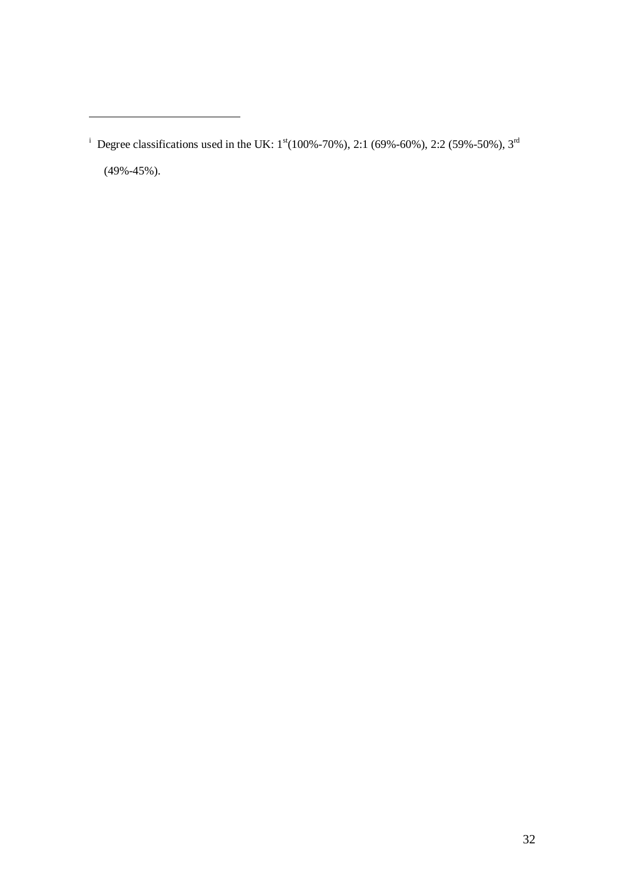---

[i] Degree classifications used in the UK: 1[st](100%-70%), 2:1 (69%-60%), 2:2 (59%-50%), 3[rd] (49%-45%).